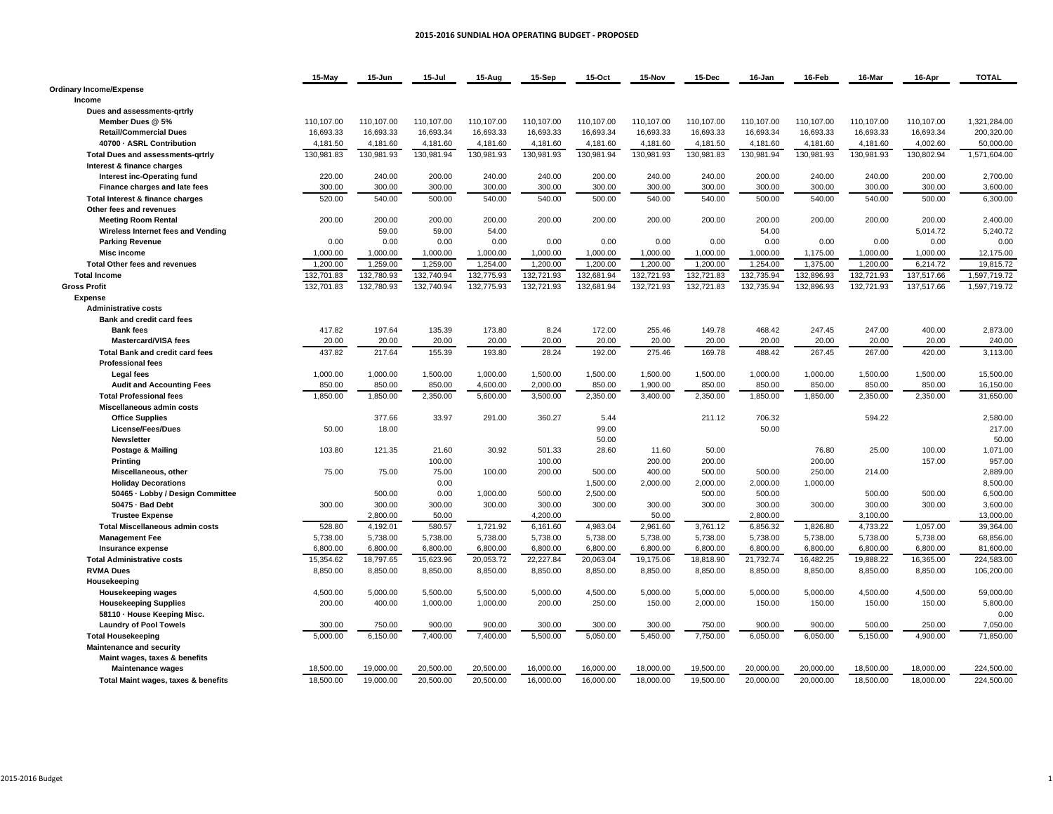**2015-2016 SUNDIAL HOA OPERATING BUDGET - PROPOSED**

| | 15-May | 15-Jun | 15-Jul | 15-Aug | 15-Sep | 15-Oct | 15-Nov | 15-Dec | 16-Jan | 16-Feb | 16-Mar | 16-Apr | TOTAL |
|---|---|---|---|---|---|---|---|---|---|---|---|---|---|
| **Ordinary Income/Expense** | | | | | | | | | | | | | |
| **Income** | | | | | | | | | | | | | |
| **Dues and assessments-qrtrly** | | | | | | | | | | | | | |
| **Member Dues @ 5%** | 110,107.00 | 110,107.00 | 110,107.00 | 110,107.00 | 110,107.00 | 110,107.00 | 110,107.00 | 110,107.00 | 110,107.00 | 110,107.00 | 110,107.00 | 110,107.00 | 1,321,284.00 |
| **Retail/Commercial Dues** | 16,693.33 | 16,693.33 | 16,693.34 | 16,693.33 | 16,693.33 | 16,693.34 | 16,693.33 | 16,693.33 | 16,693.34 | 16,693.33 | 16,693.33 | 16,693.34 | 200,320.00 |
| **40700 · ASRL Contribution** | 4,181.50 | 4,181.60 | 4,181.60 | 4,181.60 | 4,181.60 | 4,181.60 | 4,181.60 | 4,181.50 | 4,181.60 | 4,181.60 | 4,181.60 | 4,002.60 | 50,000.00 |
| **Total Dues and assessments-qrtrly** | 130,981.83 | 130,981.93 | 130,981.94 | 130,981.93 | 130,981.93 | 130,981.94 | 130,981.93 | 130,981.83 | 130,981.94 | 130,981.93 | 130,981.93 | 130,802.94 | 1,571,604.00 |
| **Interest & finance charges** | | | | | | | | | | | | | |
| **Interest inc-Operating fund** | 220.00 | 240.00 | 200.00 | 240.00 | 240.00 | 200.00 | 240.00 | 240.00 | 200.00 | 240.00 | 240.00 | 200.00 | 2,700.00 |
| **Finance charges and late fees** | 300.00 | 300.00 | 300.00 | 300.00 | 300.00 | 300.00 | 300.00 | 300.00 | 300.00 | 300.00 | 300.00 | 300.00 | 3,600.00 |
| **Total Interest & finance charges** | 520.00 | 540.00 | 500.00 | 540.00 | 540.00 | 500.00 | 540.00 | 540.00 | 500.00 | 540.00 | 540.00 | 500.00 | 6,300.00 |
| **Other fees and revenues** | | | | | | | | | | | | | |
| **Meeting Room Rental** | 200.00 | 200.00 | 200.00 | 200.00 | 200.00 | 200.00 | 200.00 | 200.00 | 200.00 | 200.00 | 200.00 | 200.00 | 2,400.00 |
| **Wireless Internet fees and Vending** | | 59.00 | 59.00 | 54.00 | | | | | 54.00 | | | 5,014.72 | 5,240.72 |
| **Parking Revenue** | 0.00 | 0.00 | 0.00 | 0.00 | 0.00 | 0.00 | 0.00 | 0.00 | 0.00 | 0.00 | 0.00 | 0.00 | 0.00 |
| **Misc income** | 1,000.00 | 1,000.00 | 1,000.00 | 1,000.00 | 1,000.00 | 1,000.00 | 1,000.00 | 1,000.00 | 1,000.00 | 1,175.00 | 1,000.00 | 1,000.00 | 12,175.00 |
| **Total Other fees and revenues** | 1,200.00 | 1,259.00 | 1,259.00 | 1,254.00 | 1,200.00 | 1,200.00 | 1,200.00 | 1,200.00 | 1,254.00 | 1,375.00 | 1,200.00 | 6,214.72 | 19,815.72 |
| **Total Income** | 132,701.83 | 132,780.93 | 132,740.94 | 132,775.93 | 132,721.93 | 132,681.94 | 132,721.93 | 132,721.83 | 132,735.94 | 132,896.93 | 132,721.93 | 137,517.66 | 1,597,719.72 |
| **Gross Profit** | 132,701.83 | 132,780.93 | 132,740.94 | 132,775.93 | 132,721.93 | 132,681.94 | 132,721.93 | 132,721.83 | 132,735.94 | 132,896.93 | 132,721.93 | 137,517.66 | 1,597,719.72 |
| **Expense** | | | | | | | | | | | | | |
| **Administrative costs** | | | | | | | | | | | | | |
| **Bank and credit card fees** | | | | | | | | | | | | | |
| **Bank fees** | 417.82 | 197.64 | 135.39 | 173.80 | 8.24 | 172.00 | 255.46 | 149.78 | 468.42 | 247.45 | 247.00 | 400.00 | 2,873.00 |
| **Mastercard/VISA fees** | 20.00 | 20.00 | 20.00 | 20.00 | 20.00 | 20.00 | 20.00 | 20.00 | 20.00 | 20.00 | 20.00 | 20.00 | 240.00 |
| **Total Bank and credit card fees** | 437.82 | 217.64 | 155.39 | 193.80 | 28.24 | 192.00 | 275.46 | 169.78 | 488.42 | 267.45 | 267.00 | 420.00 | 3,113.00 |
| **Professional fees** | | | | | | | | | | | | | |
| **Legal fees** | 1,000.00 | 1,000.00 | 1,500.00 | 1,000.00 | 1,500.00 | 1,500.00 | 1,500.00 | 1,500.00 | 1,000.00 | 1,000.00 | 1,500.00 | 1,500.00 | 15,500.00 |
| **Audit and Accounting Fees** | 850.00 | 850.00 | 850.00 | 4,600.00 | 2,000.00 | 850.00 | 1,900.00 | 850.00 | 850.00 | 850.00 | 850.00 | 850.00 | 16,150.00 |
| **Total Professional fees** | 1,850.00 | 1,850.00 | 2,350.00 | 5,600.00 | 3,500.00 | 2,350.00 | 3,400.00 | 2,350.00 | 1,850.00 | 1,850.00 | 2,350.00 | 2,350.00 | 31,650.00 |
| **Miscellaneous admin costs** | | | | | | | | | | | | | |
| **Office Supplies** | | 377.66 | 33.97 | 291.00 | 360.27 | 5.44 | | 211.12 | 706.32 | | 594.22 | | 2,580.00 |
| **License/Fees/Dues** | 50.00 | 18.00 | | | | 99.00 | | | 50.00 | | | | 217.00 |
| **Newsletter** | | | | | | 50.00 | | | | | | | 50.00 |
| **Postage & Mailing** | 103.80 | 121.35 | 21.60 | 30.92 | 501.33 | 28.60 | 11.60 | 50.00 | | 76.80 | 25.00 | 100.00 | 1,071.00 |
| **Printing** | | | 100.00 | | 100.00 | | 200.00 | 200.00 | | 200.00 | | 157.00 | 957.00 |
| **Miscellaneous, other** | 75.00 | 75.00 | 75.00 | 100.00 | 200.00 | 500.00 | 400.00 | 500.00 | 500.00 | 250.00 | 214.00 | | 2,889.00 |
| **Holiday Decorations** | | | 0.00 | | | 1,500.00 | 2,000.00 | 2,000.00 | 2,000.00 | 1,000.00 | | | 8,500.00 |
| **50465 · Lobby / Design Committee** | | 500.00 | 0.00 | 1,000.00 | 500.00 | 2,500.00 | | 500.00 | 500.00 | | 500.00 | 500.00 | 6,500.00 |
| **50475 · Bad Debt** | 300.00 | 300.00 | 300.00 | 300.00 | 300.00 | 300.00 | 300.00 | 300.00 | 300.00 | 300.00 | 300.00 | 300.00 | 3,600.00 |
| **Trustee Expense** | | 2,800.00 | 50.00 | | 4,200.00 | | 50.00 | | 2,800.00 | | 3,100.00 | | 13,000.00 |
| **Total Miscellaneous admin costs** | 528.80 | 4,192.01 | 580.57 | 1,721.92 | 6,161.60 | 4,983.04 | 2,961.60 | 3,761.12 | 6,856.32 | 1,826.80 | 4,733.22 | 1,057.00 | 39,364.00 |
| **Management Fee** | 5,738.00 | 5,738.00 | 5,738.00 | 5,738.00 | 5,738.00 | 5,738.00 | 5,738.00 | 5,738.00 | 5,738.00 | 5,738.00 | 5,738.00 | 5,738.00 | 68,856.00 |
| **Insurance expense** | 6,800.00 | 6,800.00 | 6,800.00 | 6,800.00 | 6,800.00 | 6,800.00 | 6,800.00 | 6,800.00 | 6,800.00 | 6,800.00 | 6,800.00 | 6,800.00 | 81,600.00 |
| **Total Administrative costs** | 15,354.62 | 18,797.65 | 15,623.96 | 20,053.72 | 22,227.84 | 20,063.04 | 19,175.06 | 18,818.90 | 21,732.74 | 16,482.25 | 19,888.22 | 16,365.00 | 224,583.00 |
| **RVMA Dues** | 8,850.00 | 8,850.00 | 8,850.00 | 8,850.00 | 8,850.00 | 8,850.00 | 8,850.00 | 8,850.00 | 8,850.00 | 8,850.00 | 8,850.00 | 8,850.00 | 106,200.00 |
| **Housekeeping** | | | | | | | | | | | | | |
| **Housekeeping wages** | 4,500.00 | 5,000.00 | 5,500.00 | 5,500.00 | 5,000.00 | 4,500.00 | 5,000.00 | 5,000.00 | 5,000.00 | 5,000.00 | 4,500.00 | 4,500.00 | 59,000.00 |
| **Housekeeping Supplies** | 200.00 | 400.00 | 1,000.00 | 1,000.00 | 200.00 | 250.00 | 150.00 | 2,000.00 | 150.00 | 150.00 | 150.00 | 150.00 | 5,800.00 |
| **58110 · House Keeping Misc.** | | | | | | | | | | | | | 0.00 |
| **Laundry of Pool Towels** | 300.00 | 750.00 | 900.00 | 900.00 | 300.00 | 300.00 | 300.00 | 750.00 | 900.00 | 900.00 | 500.00 | 250.00 | 7,050.00 |
| **Total Housekeeping** | 5,000.00 | 6,150.00 | 7,400.00 | 7,400.00 | 5,500.00 | 5,050.00 | 5,450.00 | 7,750.00 | 6,050.00 | 6,050.00 | 5,150.00 | 4,900.00 | 71,850.00 |
| **Maintenance and security** | | | | | | | | | | | | | |
| **Maint wages, taxes & benefits** | | | | | | | | | | | | | |
| **Maintenance wages** | 18,500.00 | 19,000.00 | 20,500.00 | 20,500.00 | 16,000.00 | 16,000.00 | 18,000.00 | 19,500.00 | 20,000.00 | 20,000.00 | 18,500.00 | 18,000.00 | 224,500.00 |
| **Total Maint wages, taxes & benefits** | 18,500.00 | 19,000.00 | 20,500.00 | 20,500.00 | 16,000.00 | 16,000.00 | 18,000.00 | 19,500.00 | 20,000.00 | 20,000.00 | 18,500.00 | 18,000.00 | 224,500.00 |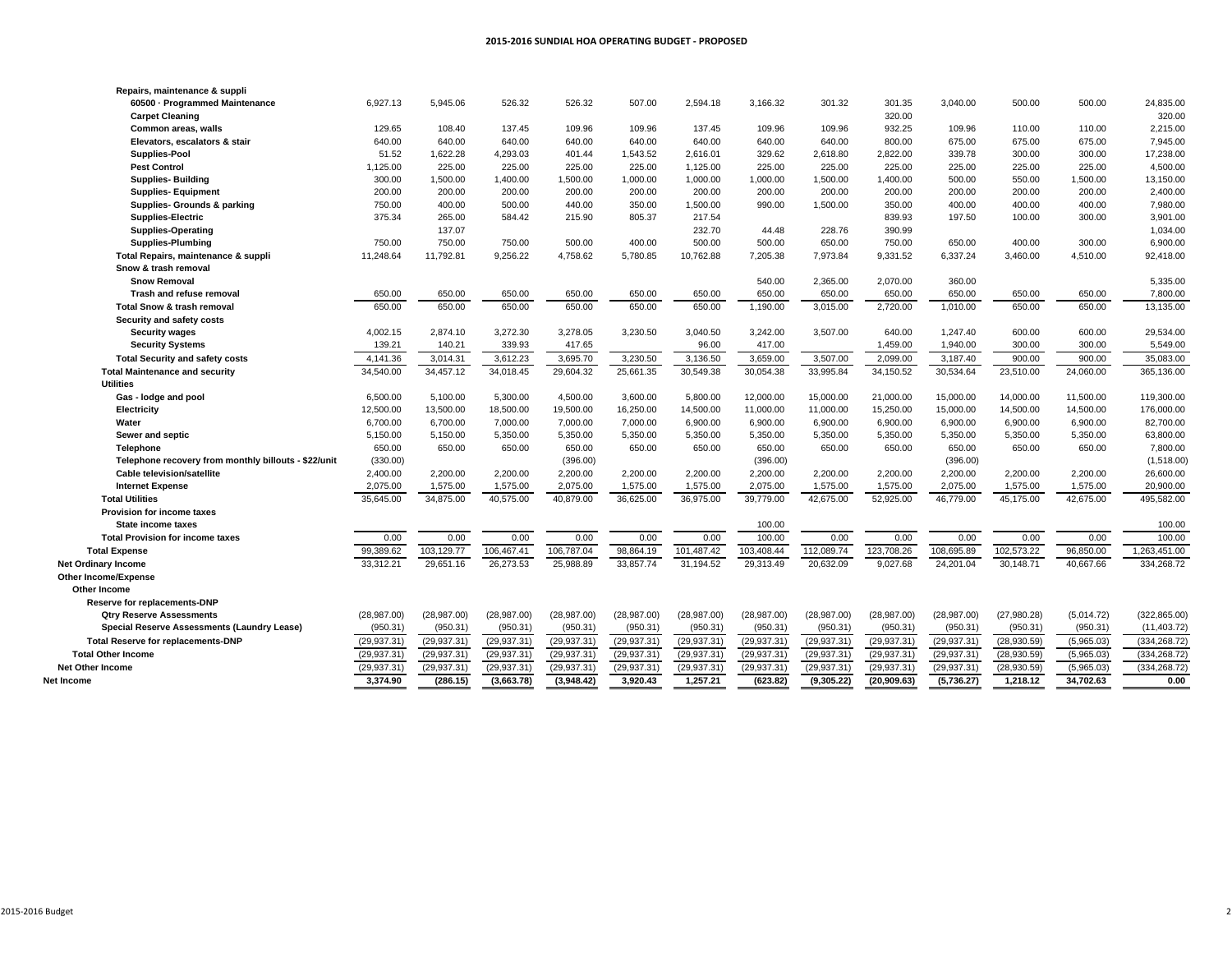# 2015-2016 SUNDIAL HOA OPERATING BUDGET - PROPOSED

| | | | | | | | | | | | | | |
|---|---|---|---|---|---|---|---|---|---|---|---|---|---|
| **Repairs, maintenance & suppli** | | | | | | | | | | | | | |
| **60500 · Programmed Maintenance** | 6,927.13 | 5,945.06 | 526.32 | 526.32 | 507.00 | 2,594.18 | 3,166.32 | 301.32 | 301.35 | 3,040.00 | 500.00 | 500.00 | 24,835.00 |
| **Carpet Cleaning** | | | | | | | | | 320.00 | | | | 320.00 |
| **Common areas, walls** | 129.65 | 108.40 | 137.45 | 109.96 | 109.96 | 137.45 | 109.96 | 109.96 | 932.25 | 109.96 | 110.00 | 110.00 | 2,215.00 |
| **Elevators, escalators & stair** | 640.00 | 640.00 | 640.00 | 640.00 | 640.00 | 640.00 | 640.00 | 640.00 | 800.00 | 675.00 | 675.00 | 675.00 | 7,945.00 |
| **Supplies-Pool** | 51.52 | 1,622.28 | 4,293.03 | 401.44 | 1,543.52 | 2,616.01 | 329.62 | 2,618.80 | 2,822.00 | 339.78 | 300.00 | 300.00 | 17,238.00 |
| **Pest Control** | 1,125.00 | 225.00 | 225.00 | 225.00 | 225.00 | 1,125.00 | 225.00 | 225.00 | 225.00 | 225.00 | 225.00 | 225.00 | 4,500.00 |
| **Supplies- Building** | 300.00 | 1,500.00 | 1,400.00 | 1,500.00 | 1,000.00 | 1,000.00 | 1,000.00 | 1,500.00 | 1,400.00 | 500.00 | 550.00 | 1,500.00 | 13,150.00 |
| **Supplies- Equipment** | 200.00 | 200.00 | 200.00 | 200.00 | 200.00 | 200.00 | 200.00 | 200.00 | 200.00 | 200.00 | 200.00 | 200.00 | 2,400.00 |
| **Supplies- Grounds & parking** | 750.00 | 400.00 | 500.00 | 440.00 | 350.00 | 1,500.00 | 990.00 | 1,500.00 | 350.00 | 400.00 | 400.00 | 400.00 | 7,980.00 |
| **Supplies-Electric** | 375.34 | 265.00 | 584.42 | 215.90 | 805.37 | 217.54 | | | 839.93 | 197.50 | 100.00 | 300.00 | 3,901.00 |
| **Supplies-Operating** | | 137.07 | | | | 232.70 | 44.48 | 228.76 | 390.99 | | | | 1,034.00 |
| **Supplies-Plumbing** | 750.00 | 750.00 | 750.00 | 500.00 | 400.00 | 500.00 | 500.00 | 650.00 | 750.00 | 650.00 | 400.00 | 300.00 | 6,900.00 |
| **Total Repairs, maintenance & suppli** | 11,248.64 | 11,792.81 | 9,256.22 | 4,758.62 | 5,780.85 | 10,762.88 | 7,205.38 | 7,973.84 | 9,331.52 | 6,337.24 | 3,460.00 | 4,510.00 | 92,418.00 |
| **Snow & trash removal** | | | | | | | | | | | | | |
| **Snow Removal** | | | | | | | 540.00 | 2,365.00 | 2,070.00 | 360.00 | | | 5,335.00 |
| **Trash and refuse removal** | 650.00 | 650.00 | 650.00 | 650.00 | 650.00 | 650.00 | 650.00 | 650.00 | 650.00 | 650.00 | 650.00 | 650.00 | 7,800.00 |
| **Total Snow & trash removal** | 650.00 | 650.00 | 650.00 | 650.00 | 650.00 | 650.00 | 1,190.00 | 3,015.00 | 2,720.00 | 1,010.00 | 650.00 | 650.00 | 13,135.00 |
| **Security and safety costs** | | | | | | | | | | | | | |
| **Security wages** | 4,002.15 | 2,874.10 | 3,272.30 | 3,278.05 | 3,230.50 | 3,040.50 | 3,242.00 | 3,507.00 | 640.00 | 1,247.40 | 600.00 | 600.00 | 29,534.00 |
| **Security Systems** | 139.21 | 140.21 | 339.93 | 417.65 | | 96.00 | 417.00 | | 1,459.00 | 1,940.00 | 300.00 | 300.00 | 5,549.00 |
| **Total Security and safety costs** | 4,141.36 | 3,014.31 | 3,612.23 | 3,695.70 | 3,230.50 | 3,136.50 | 3,659.00 | 3,507.00 | 2,099.00 | 3,187.40 | 900.00 | 900.00 | 35,083.00 |
| **Total Maintenance and security** | 34,540.00 | 34,457.12 | 34,018.45 | 29,604.32 | 25,661.35 | 30,549.38 | 30,054.38 | 33,995.84 | 34,150.52 | 30,534.64 | 23,510.00 | 24,060.00 | 365,136.00 |
| **Utilities** | | | | | | | | | | | | | |
| **Gas - lodge and pool** | 6,500.00 | 5,100.00 | 5,300.00 | 4,500.00 | 3,600.00 | 5,800.00 | 12,000.00 | 15,000.00 | 21,000.00 | 15,000.00 | 14,000.00 | 11,500.00 | 119,300.00 |
| **Electricity** | 12,500.00 | 13,500.00 | 18,500.00 | 19,500.00 | 16,250.00 | 14,500.00 | 11,000.00 | 11,000.00 | 15,250.00 | 15,000.00 | 14,500.00 | 14,500.00 | 176,000.00 |
| **Water** | 6,700.00 | 6,700.00 | 7,000.00 | 7,000.00 | 7,000.00 | 6,900.00 | 6,900.00 | 6,900.00 | 6,900.00 | 6,900.00 | 6,900.00 | 6,900.00 | 82,700.00 |
| **Sewer and septic** | 5,150.00 | 5,150.00 | 5,350.00 | 5,350.00 | 5,350.00 | 5,350.00 | 5,350.00 | 5,350.00 | 5,350.00 | 5,350.00 | 5,350.00 | 5,350.00 | 63,800.00 |
| **Telephone** | 650.00 | 650.00 | 650.00 | 650.00 | 650.00 | 650.00 | 650.00 | 650.00 | 650.00 | 650.00 | 650.00 | 650.00 | 7,800.00 |
| **Telephone recovery from monthly billouts - $22/unit** | (330.00) | | | (396.00) | | | (396.00) | | | (396.00) | | | (1,518.00) |
| **Cable television/satellite** | 2,400.00 | 2,200.00 | 2,200.00 | 2,200.00 | 2,200.00 | 2,200.00 | 2,200.00 | 2,200.00 | 2,200.00 | 2,200.00 | 2,200.00 | 2,200.00 | 26,600.00 |
| **Internet Expense** | 2,075.00 | 1,575.00 | 1,575.00 | 2,075.00 | 1,575.00 | 1,575.00 | 2,075.00 | 1,575.00 | 1,575.00 | 2,075.00 | 1,575.00 | 1,575.00 | 20,900.00 |
| **Total Utilities** | 35,645.00 | 34,875.00 | 40,575.00 | 40,879.00 | 36,625.00 | 36,975.00 | 39,779.00 | 42,675.00 | 52,925.00 | 46,779.00 | 45,175.00 | 42,675.00 | 495,582.00 |
| **Provision for income taxes** | | | | | | | | | | | | | |
| **State income taxes** | | | | | | | 100.00 | | | | | | 100.00 |
| **Total Provision for income taxes** | 0.00 | 0.00 | 0.00 | 0.00 | 0.00 | 0.00 | 100.00 | 0.00 | 0.00 | 0.00 | 0.00 | 0.00 | 100.00 |
| **Total Expense** | 99,389.62 | 103,129.77 | 106,467.41 | 106,787.04 | 98,864.19 | 101,487.42 | 103,408.44 | 112,089.74 | 123,708.26 | 108,695.89 | 102,573.22 | 96,850.00 | 1,263,451.00 |
| **Net Ordinary Income** | 33,312.21 | 29,651.16 | 26,273.53 | 25,988.89 | 33,857.74 | 31,194.52 | 29,313.49 | 20,632.09 | 9,027.68 | 24,201.04 | 30,148.71 | 40,667.66 | 334,268.72 |
| **Other Income/Expense** | | | | | | | | | | | | | |
| **Other Income** | | | | | | | | | | | | | |
| **Reserve for replacements-DNP** | | | | | | | | | | | | | |
| **Qtry Reserve Assessments** | (28,987.00) | (28,987.00) | (28,987.00) | (28,987.00) | (28,987.00) | (28,987.00) | (28,987.00) | (28,987.00) | (28,987.00) | (28,987.00) | (27,980.28) | (5,014.72) | (322,865.00) |
| **Special Reserve Assessments (Laundry Lease)** | (950.31) | (950.31) | (950.31) | (950.31) | (950.31) | (950.31) | (950.31) | (950.31) | (950.31) | (950.31) | (950.31) | (950.31) | (11,403.72) |
| **Total Reserve for replacements-DNP** | (29,937.31) | (29,937.31) | (29,937.31) | (29,937.31) | (29,937.31) | (29,937.31) | (29,937.31) | (29,937.31) | (29,937.31) | (29,937.31) | (28,930.59) | (5,965.03) | (334,268.72) |
| **Total Other Income** | (29,937.31) | (29,937.31) | (29,937.31) | (29,937.31) | (29,937.31) | (29,937.31) | (29,937.31) | (29,937.31) | (29,937.31) | (29,937.31) | (28,930.59) | (5,965.03) | (334,268.72) |
| **Net Other Income** | (29,937.31) | (29,937.31) | (29,937.31) | (29,937.31) | (29,937.31) | (29,937.31) | (29,937.31) | (29,937.31) | (29,937.31) | (29,937.31) | (28,930.59) | (5,965.03) | (334,268.72) |
| **Net Income** | **3,374.90** | **(286.15)** | **(3,663.78)** | **(3,948.42)** | **3,920.43** | **1,257.21** | **(623.82)** | **(9,305.22)** | **(20,909.63)** | **(5,736.27)** | **1,218.12** | **34,702.63** | **0.00** |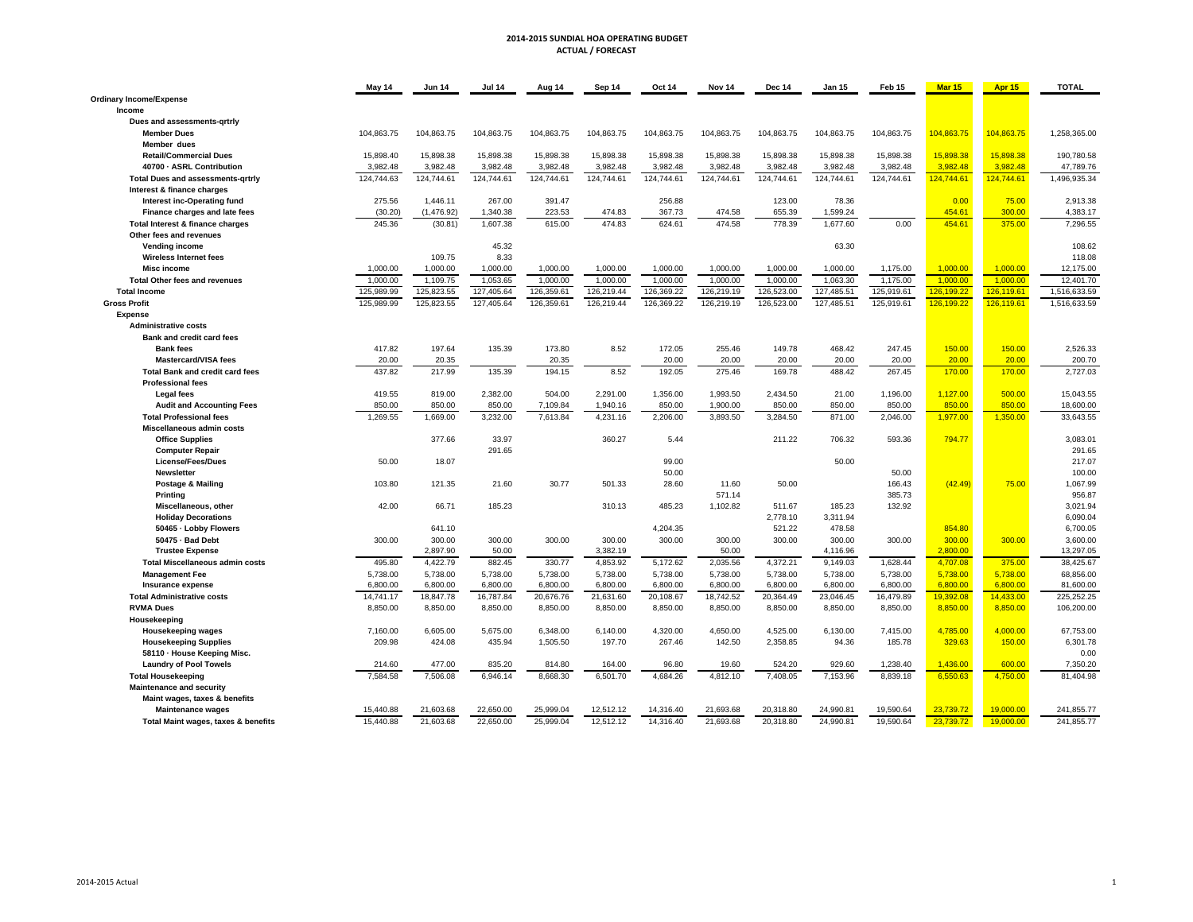# 2014-2015 SUNDIAL HOA OPERATING BUDGET
## ACTUAL / FORECAST

| | May 14 | Jun 14 | Jul 14 | Aug 14 | Sep 14 | Oct 14 | Nov 14 | Dec 14 | Jan 15 | Feb 15 | Mar 15 | Apr 15 | TOTAL |
|---|---|---|---|---|---|---|---|---|---|---|---|---|---|
| **Ordinary Income/Expense** | | | | | | | | | | | | | |
| **Income** | | | | | | | | | | | | | |
| **Dues and assessments-qrtrly** | | | | | | | | | | | | | |
| **Member Dues** | 104,863.75 | 104,863.75 | 104,863.75 | 104,863.75 | 104,863.75 | 104,863.75 | 104,863.75 | 104,863.75 | 104,863.75 | 104,863.75 | 104,863.75 | 104,863.75 | 1,258,365.00 |
| **Member dues** | | | | | | | | | | | | | |
| **Retail/Commercial Dues** | 15,898.40 | 15,898.38 | 15,898.38 | 15,898.38 | 15,898.38 | 15,898.38 | 15,898.38 | 15,898.38 | 15,898.38 | 15,898.38 | 15,898.38 | 15,898.38 | 190,780.58 |
| **40700 · ASRL Contribution** | 3,982.48 | 3,982.48 | 3,982.48 | 3,982.48 | 3,982.48 | 3,982.48 | 3,982.48 | 3,982.48 | 3,982.48 | 3,982.48 | 3,982.48 | 3,982.48 | 47,789.76 |
| **Total Dues and assessments-qrtrly** | 124,744.63 | 124,744.61 | 124,744.61 | 124,744.61 | 124,744.61 | 124,744.61 | 124,744.61 | 124,744.61 | 124,744.61 | 124,744.61 | 124,744.61 | 124,744.61 | 1,496,935.34 |
| **Interest & finance charges** | | | | | | | | | | | | | |
| **Interest inc-Operating fund** | 275.56 | 1,446.11 | 267.00 | 391.47 | | 256.88 | | 123.00 | 78.36 | | 0.00 | 75.00 | 2,913.38 |
| **Finance charges and late fees** | (30.20) | (1,476.92) | 1,340.38 | 223.53 | 474.83 | 367.73 | 474.58 | 655.39 | 1,599.24 | | 454.61 | 300.00 | 4,383.17 |
| **Total Interest & finance charges** | 245.36 | (30.81) | 1,607.38 | 615.00 | 474.83 | 624.61 | 474.58 | 778.39 | 1,677.60 | 0.00 | 454.61 | 375.00 | 7,296.55 |
| **Other fees and revenues** | | | | | | | | | | | | | |
| **Vending income** | | | 45.32 | | | | | | 63.30 | | | | 108.62 |
| **Wireless Internet fees** | | 109.75 | 8.33 | | | | | | | | | | 118.08 |
| **Misc income** | 1,000.00 | 1,000.00 | 1,000.00 | 1,000.00 | 1,000.00 | 1,000.00 | 1,000.00 | 1,000.00 | 1,000.00 | 1,175.00 | 1,000.00 | 1,000.00 | 12,175.00 |
| **Total Other fees and revenues** | 1,000.00 | 1,109.75 | 1,053.65 | 1,000.00 | 1,000.00 | 1,000.00 | 1,000.00 | 1,000.00 | 1,063.30 | 1,175.00 | 1,000.00 | 1,000.00 | 12,401.70 |
| **Total Income** | 125,989.99 | 125,823.55 | 127,405.64 | 126,359.61 | 126,219.44 | 126,369.22 | 126,219.19 | 126,523.00 | 127,485.51 | 125,919.61 | 126,199.22 | 126,119.61 | 1,516,633.59 |
| **Gross Profit** | 125,989.99 | 125,823.55 | 127,405.64 | 126,359.61 | 126,219.44 | 126,369.22 | 126,219.19 | 126,523.00 | 127,485.51 | 125,919.61 | 126,199.22 | 126,119.61 | 1,516,633.59 |
| **Expense** | | | | | | | | | | | | | |
| **Administrative costs** | | | | | | | | | | | | | |
| **Bank and credit card fees** | | | | | | | | | | | | | |
| **Bank fees** | 417.82 | 197.64 | 135.39 | 173.80 | 8.52 | 172.05 | 255.46 | 149.78 | 468.42 | 247.45 | 150.00 | 150.00 | 2,526.33 |
| **Mastercard/VISA fees** | 20.00 | 20.35 | | 20.35 | | 20.00 | 20.00 | 20.00 | 20.00 | 20.00 | 20.00 | 20.00 | 200.70 |
| **Total Bank and credit card fees** | 437.82 | 217.99 | 135.39 | 194.15 | 8.52 | 192.05 | 275.46 | 169.78 | 488.42 | 267.45 | 170.00 | 170.00 | 2,727.03 |
| **Professional fees** | | | | | | | | | | | | | |
| **Legal fees** | 419.55 | 819.00 | 2,382.00 | 504.00 | 2,291.00 | 1,356.00 | 1,993.50 | 2,434.50 | 21.00 | 1,196.00 | 1,127.00 | 500.00 | 15,043.55 |
| **Audit and Accounting Fees** | 850.00 | 850.00 | 850.00 | 7,109.84 | 1,940.16 | 850.00 | 1,900.00 | 850.00 | 850.00 | 850.00 | 850.00 | 850.00 | 18,600.00 |
| **Total Professional fees** | 1,269.55 | 1,669.00 | 3,232.00 | 7,613.84 | 4,231.16 | 2,206.00 | 3,893.50 | 3,284.50 | 871.00 | 2,046.00 | 1,977.00 | 1,350.00 | 33,643.55 |
| **Miscellaneous admin costs** | | | | | | | | | | | | | |
| **Office Supplies** | | 377.66 | 33.97 | | 360.27 | 5.44 | | 211.22 | 706.32 | 593.36 | 794.77 | | 3,083.01 |
| **Computer Repair** | | | 291.65 | | | | | | | | | | 291.65 |
| **License/Fees/Dues** | 50.00 | 18.07 | | | | 99.00 | | | 50.00 | | | | 217.07 |
| **Newsletter** | | | | | | 50.00 | | | | 50.00 | | | 100.00 |
| **Postage & Mailing** | 103.80 | 121.35 | 21.60 | 30.77 | 501.33 | 28.60 | 11.60 | 50.00 | | 166.43 | (42.49) | 75.00 | 1,067.99 |
| **Printing** | | | | | | | 571.14 | | | 385.73 | | | 956.87 |
| **Miscellaneous, other** | 42.00 | 66.71 | 185.23 | | 310.13 | 485.23 | 1,102.82 | 511.67 | 185.23 | 132.92 | | | 3,021.94 |
| **Holiday Decorations** | | | | | | | | 2,778.10 | 3,311.94 | | | | 6,090.04 |
| **50465 · Lobby Flowers** | | 641.10 | | | | 4,204.35 | | 521.22 | 478.58 | | 854.80 | | 6,700.05 |
| **50475 · Bad Debt** | 300.00 | 300.00 | 300.00 | 300.00 | 300.00 | 300.00 | 300.00 | 300.00 | 300.00 | 300.00 | 300.00 | 300.00 | 3,600.00 |
| **Trustee Expense** | | 2,897.90 | 50.00 | | 3,382.19 | | 50.00 | | 4,116.96 | | 2,800.00 | | 13,297.05 |
| **Total Miscellaneous admin costs** | 495.80 | 4,422.79 | 882.45 | 330.77 | 4,853.92 | 5,172.62 | 2,035.56 | 4,372.21 | 9,149.03 | 1,628.44 | 4,707.08 | 375.00 | 38,425.67 |
| **Management Fee** | 5,738.00 | 5,738.00 | 5,738.00 | 5,738.00 | 5,738.00 | 5,738.00 | 5,738.00 | 5,738.00 | 5,738.00 | 5,738.00 | 5,738.00 | 5,738.00 | 68,856.00 |
| **Insurance expense** | 6,800.00 | 6,800.00 | 6,800.00 | 6,800.00 | 6,800.00 | 6,800.00 | 6,800.00 | 6,800.00 | 6,800.00 | 6,800.00 | 6,800.00 | 6,800.00 | 81,600.00 |
| **Total Administrative costs** | 14,741.17 | 18,847.78 | 16,787.84 | 20,676.76 | 21,631.60 | 20,108.67 | 18,742.52 | 20,364.49 | 23,046.45 | 16,479.89 | 19,392.08 | 14,433.00 | 225,252.25 |
| **RVMA Dues** | 8,850.00 | 8,850.00 | 8,850.00 | 8,850.00 | 8,850.00 | 8,850.00 | 8,850.00 | 8,850.00 | 8,850.00 | 8,850.00 | 8,850.00 | 8,850.00 | 106,200.00 |
| **Housekeeping** | | | | | | | | | | | | | |
| **Housekeeping wages** | 7,160.00 | 6,605.00 | 5,675.00 | 6,348.00 | 6,140.00 | 4,320.00 | 4,650.00 | 4,525.00 | 6,130.00 | 7,415.00 | 4,785.00 | 4,000.00 | 67,753.00 |
| **Housekeeping Supplies** | 209.98 | 424.08 | 435.94 | 1,505.50 | 197.70 | 267.46 | 142.50 | 2,358.85 | 94.36 | 185.78 | 329.63 | 150.00 | 6,301.78 |
| **58110 · House Keeping Misc.** | | | | | | | | | | | | | 0.00 |
| **Laundry of Pool Towels** | 214.60 | 477.00 | 835.20 | 814.80 | 164.00 | 96.80 | 19.60 | 524.20 | 929.60 | 1,238.40 | 1,436.00 | 600.00 | 7,350.20 |
| **Total Housekeeping** | 7,584.58 | 7,506.08 | 6,946.14 | 8,668.30 | 6,501.70 | 4,684.26 | 4,812.10 | 7,408.05 | 7,153.96 | 8,839.18 | 6,550.63 | 4,750.00 | 81,404.98 |
| **Maintenance and security** | | | | | | | | | | | | | |
| **Maint wages, taxes & benefits** | | | | | | | | | | | | | |
| **Maintenance wages** | 15,440.88 | 21,603.68 | 22,650.00 | 25,999.04 | 12,512.12 | 14,316.40 | 21,693.68 | 20,318.80 | 24,990.81 | 19,590.64 | 23,739.72 | 19,000.00 | 241,855.77 |
| **Total Maint wages, taxes & benefits** | 15,440.88 | 21,603.68 | 22,650.00 | 25,999.04 | 12,512.12 | 14,316.40 | 21,693.68 | 20,318.80 | 24,990.81 | 19,590.64 | 23,739.72 | 19,000.00 | 241,855.77 |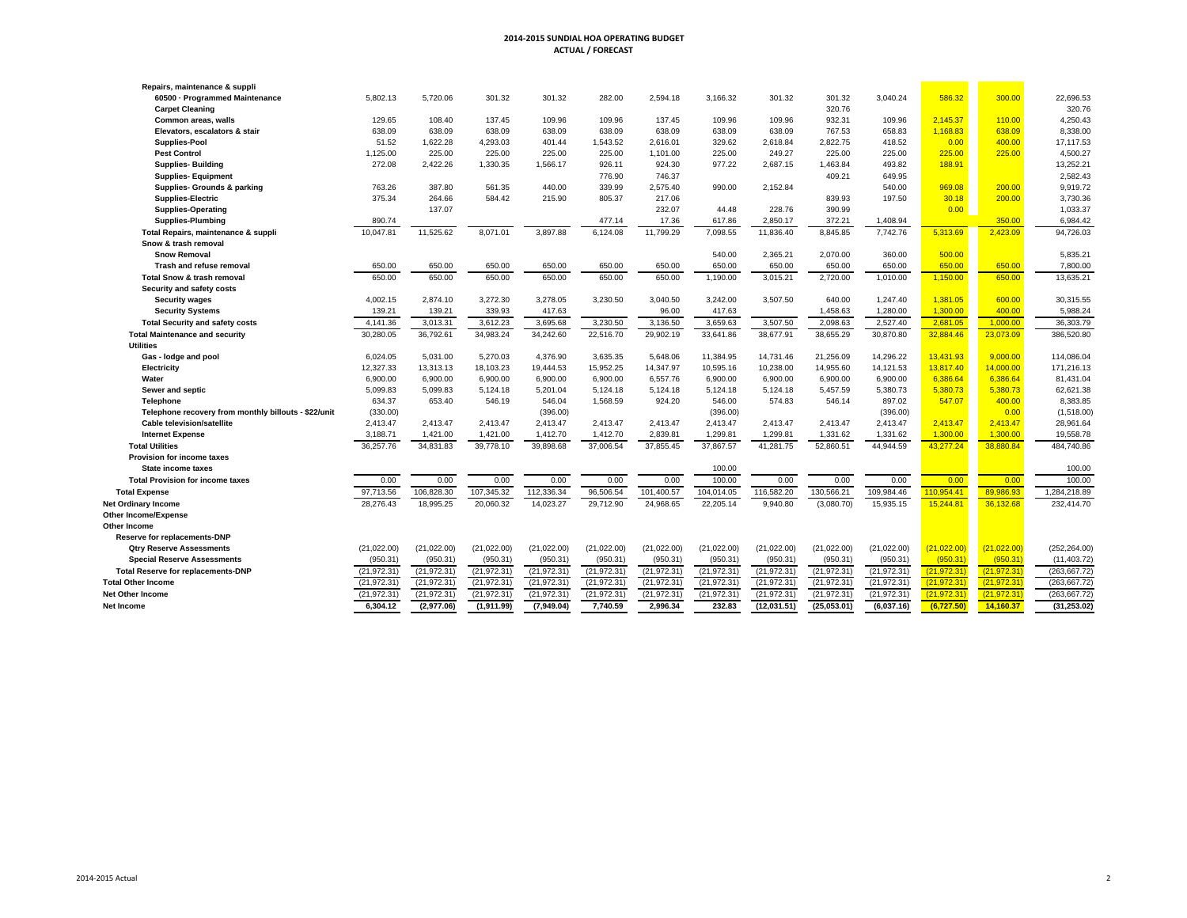# 2014-2015 SUNDIAL HOA OPERATING BUDGET
## ACTUAL / FORECAST

| | | | | | | | | | | | | | |
|---|---|---|---|---|---|---|---|---|---|---|---|---|---|
| Repairs, maintenance & suppli | | | | | | | | | | | | | |
| 60500 · Programmed Maintenance | 5,802.13 | 5,720.06 | 301.32 | 301.32 | 282.00 | 2,594.18 | 3,166.32 | 301.32 | 301.32 | 3,040.24 | 586.32 | 300.00 | 22,696.53 |
| Carpet Cleaning | | | | | | | | | 320.76 | | | | 320.76 |
| Common areas, walls | 129.65 | 108.40 | 137.45 | 109.96 | 109.96 | 137.45 | 109.96 | 109.96 | 932.31 | 109.96 | 2,145.37 | 110.00 | 4,250.43 |
| Elevators, escalators & stair | 638.09 | 638.09 | 638.09 | 638.09 | 638.09 | 638.09 | 638.09 | 638.09 | 767.53 | 658.83 | 1,168.83 | 638.09 | 8,338.00 |
| Supplies-Pool | 51.52 | 1,622.28 | 4,293.03 | 401.44 | 1,543.52 | 2,616.01 | 329.62 | 2,618.84 | 2,822.75 | 418.52 | 0.00 | 400.00 | 17,117.53 |
| Pest Control | 1,125.00 | 225.00 | 225.00 | 225.00 | 225.00 | 1,101.00 | 225.00 | 249.27 | 225.00 | 225.00 | 225.00 | 225.00 | 4,500.27 |
| Supplies- Building | 272.08 | 2,422.26 | 1,330.35 | 1,566.17 | 926.11 | 924.30 | 977.22 | 2,687.15 | 1,463.84 | 493.82 | 188.91 | | 13,252.21 |
| Supplies- Equipment | | | | | 776.90 | 746.37 | | | 409.21 | 649.95 | | | 2,582.43 |
| Supplies- Grounds & parking | 763.26 | 387.80 | 561.35 | 440.00 | 339.99 | 2,575.40 | 990.00 | 2,152.84 | | 540.00 | 969.08 | 200.00 | 9,919.72 |
| Supplies-Electric | 375.34 | 264.66 | 584.42 | 215.90 | 805.37 | 217.06 | | | 839.93 | 197.50 | 30.18 | 200.00 | 3,730.36 |
| Supplies-Operating | | 137.07 | | | | 232.07 | 44.48 | 228.76 | 390.99 | | 0.00 | | 1,033.37 |
| Supplies-Plumbing | 890.74 | | | | 477.14 | 17.36 | 617.86 | 2,850.17 | 372.21 | 1,408.94 | | 350.00 | 6,984.42 |
| Total Repairs, maintenance & suppli | 10,047.81 | 11,525.62 | 8,071.01 | 3,897.88 | 6,124.08 | 11,799.29 | 7,098.55 | 11,836.40 | 8,845.85 | 7,742.76 | 5,313.69 | 2,423.09 | 94,726.03 |
| Snow & trash removal | | | | | | | | | | | | | |
| Snow Removal | | | | | | | 540.00 | 2,365.21 | 2,070.00 | 360.00 | 500.00 | | 5,835.21 |
| Trash and refuse removal | 650.00 | 650.00 | 650.00 | 650.00 | 650.00 | 650.00 | 650.00 | 650.00 | 650.00 | 650.00 | 650.00 | 650.00 | 7,800.00 |
| Total Snow & trash removal | 650.00 | 650.00 | 650.00 | 650.00 | 650.00 | 650.00 | 1,190.00 | 3,015.21 | 2,720.00 | 1,010.00 | 1,150.00 | 650.00 | 13,635.21 |
| Security and safety costs | | | | | | | | | | | | | |
| Security wages | 4,002.15 | 2,874.10 | 3,272.30 | 3,278.05 | 3,230.50 | 3,040.50 | 3,242.00 | 3,507.50 | 640.00 | 1,247.40 | 1,381.05 | 600.00 | 30,315.55 |
| Security Systems | 139.21 | 139.21 | 339.93 | 417.63 | | 96.00 | 417.63 | | 1,458.63 | 1,280.00 | 1,300.00 | 400.00 | 5,988.24 |
| Total Security and safety costs | 4,141.36 | 3,013.31 | 3,612.23 | 3,695.68 | 3,230.50 | 3,136.50 | 3,659.63 | 3,507.50 | 2,098.63 | 2,527.40 | 2,681.05 | 1,000.00 | 36,303.79 |
| Total Maintenance and security | 30,280.05 | 36,792.61 | 34,983.24 | 34,242.60 | 22,516.70 | 29,902.19 | 33,641.86 | 38,677.91 | 38,655.29 | 30,870.80 | 32,884.46 | 23,073.09 | 386,520.80 |
| Utilities | | | | | | | | | | | | | |
| Gas - lodge and pool | 6,024.05 | 5,031.00 | 5,270.03 | 4,376.90 | 3,635.35 | 5,648.06 | 11,384.95 | 14,731.46 | 21,256.09 | 14,296.22 | 13,431.93 | 9,000.00 | 114,086.04 |
| Electricity | 12,327.33 | 13,313.13 | 18,103.23 | 19,444.53 | 15,952.25 | 14,347.97 | 10,595.16 | 10,238.00 | 14,955.60 | 14,121.53 | 13,817.40 | 14,000.00 | 171,216.13 |
| Water | 6,900.00 | 6,900.00 | 6,900.00 | 6,900.00 | 6,900.00 | 6,557.76 | 6,900.00 | 6,900.00 | 6,900.00 | 6,900.00 | 6,386.64 | 6,386.64 | 81,431.04 |
| Sewer and septic | 5,099.83 | 5,099.83 | 5,124.18 | 5,201.04 | 5,124.18 | 5,124.18 | 5,124.18 | 5,124.18 | 5,457.59 | 5,380.73 | 5,380.73 | 5,380.73 | 62,621.38 |
| Telephone | 634.37 | 653.40 | 546.19 | 546.04 | 1,568.59 | 924.20 | 546.00 | 574.83 | 546.14 | 897.02 | 547.07 | 400.00 | 8,383.85 |
| Telephone recovery from monthly billouts - $22/unit | (330.00) | | | (396.00) | | | (396.00) | | | (396.00) | | 0.00 | (1,518.00) |
| Cable television/satellite | 2,413.47 | 2,413.47 | 2,413.47 | 2,413.47 | 2,413.47 | 2,413.47 | 2,413.47 | 2,413.47 | 2,413.47 | 2,413.47 | 2,413.47 | 2,413.47 | 28,961.64 |
| Internet Expense | 3,188.71 | 1,421.00 | 1,421.00 | 1,412.70 | 1,412.70 | 2,839.81 | 1,299.81 | 1,299.81 | 1,331.62 | 1,331.62 | 1,300.00 | 1,300.00 | 19,558.78 |
| Total Utilities | 36,257.76 | 34,831.83 | 39,778.10 | 39,898.68 | 37,006.54 | 37,855.45 | 37,867.57 | 41,281.75 | 52,860.51 | 44,944.59 | 43,277.24 | 38,880.84 | 484,740.86 |
| Provision for income taxes | | | | | | | | | | | | | |
| State income taxes | | | | | | | 100.00 | | | | | | 100.00 |
| Total Provision for income taxes | 0.00 | 0.00 | 0.00 | 0.00 | 0.00 | 0.00 | 100.00 | 0.00 | 0.00 | 0.00 | 0.00 | 0.00 | 100.00 |
| Total Expense | 97,713.56 | 106,828.30 | 107,345.32 | 112,336.34 | 96,506.54 | 101,400.57 | 104,014.05 | 116,582.20 | 130,566.21 | 109,984.46 | 110,954.41 | 89,986.93 | 1,284,218.89 |
| Net Ordinary Income | 28,276.43 | 18,995.25 | 20,060.32 | 14,023.27 | 29,712.90 | 24,968.65 | 22,205.14 | 9,940.80 | (3,080.70) | 15,935.15 | 15,244.81 | 36,132.68 | 232,414.70 |
| Other Income/Expense | | | | | | | | | | | | | |
| Other Income | | | | | | | | | | | | | |
| Reserve for replacements-DNP | | | | | | | | | | | | | |
| Qtry Reserve Assessments | (21,022.00) | (21,022.00) | (21,022.00) | (21,022.00) | (21,022.00) | (21,022.00) | (21,022.00) | (21,022.00) | (21,022.00) | (21,022.00) | (21,022.00) | (21,022.00) | (252,264.00) |
| Special Reserve Assessments | (950.31) | (950.31) | (950.31) | (950.31) | (950.31) | (950.31) | (950.31) | (950.31) | (950.31) | (950.31) | (950.31) | (950.31) | (11,403.72) |
| Total Reserve for replacements-DNP | (21,972.31) | (21,972.31) | (21,972.31) | (21,972.31) | (21,972.31) | (21,972.31) | (21,972.31) | (21,972.31) | (21,972.31) | (21,972.31) | (21,972.31) | (21,972.31) | (263,667.72) |
| Total Other Income | (21,972.31) | (21,972.31) | (21,972.31) | (21,972.31) | (21,972.31) | (21,972.31) | (21,972.31) | (21,972.31) | (21,972.31) | (21,972.31) | (21,972.31) | (21,972.31) | (263,667.72) |
| Net Other Income | (21,972.31) | (21,972.31) | (21,972.31) | (21,972.31) | (21,972.31) | (21,972.31) | (21,972.31) | (21,972.31) | (21,972.31) | (21,972.31) | (21,972.31) | (21,972.31) | (263,667.72) |
| **Net Income** | **6,304.12** | **(2,977.06)** | **(1,911.99)** | **(7,949.04)** | **7,740.59** | **2,996.34** | **232.83** | **(12,031.51)** | **(25,053.01)** | **(6,037.16)** | **(6,727.50)** | **14,160.37** | **(31,253.02)** |

2014-2015 Actual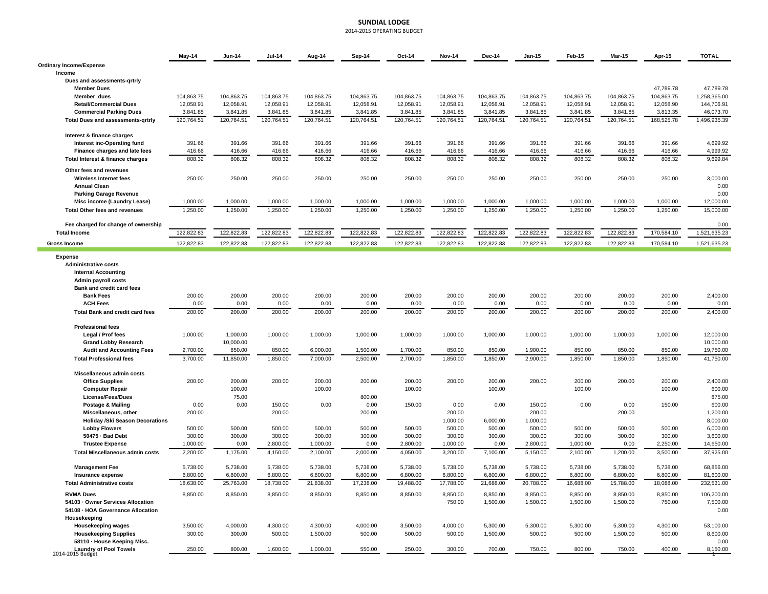# SUNDIAL LODGE

2014-2015 OPERATING BUDGET

| | May-14 | Jun-14 | Jul-14 | Aug-14 | Sep-14 | Oct-14 | Nov-14 | Dec-14 | Jan-15 | Feb-15 | Mar-15 | Apr-15 | TOTAL |
|---|---|---|---|---|---|---|---|---|---|---|---|---|---|
| **Ordinary Income/Expense** | | | | | | | | | | | | | |
| **Income** | | | | | | | | | | | | | |
| **Dues and assessments-qrtrly** | | | | | | | | | | | | | |
| **Member Dues** | | | | | | | | | | | | 47,789.78 | 47,789.78 |
| **Member dues** | 104,863.75 | 104,863.75 | 104,863.75 | 104,863.75 | 104,863.75 | 104,863.75 | 104,863.75 | 104,863.75 | 104,863.75 | 104,863.75 | 104,863.75 | 104,863.75 | 1,258,365.00 |
| **Retail/Commercial Dues** | 12,058.91 | 12,058.91 | 12,058.91 | 12,058.91 | 12,058.91 | 12,058.91 | 12,058.91 | 12,058.91 | 12,058.91 | 12,058.91 | 12,058.91 | 12,058.90 | 144,706.91 |
| **Commercial Parking Dues** | 3,841.85 | 3,841.85 | 3,841.85 | 3,841.85 | 3,841.85 | 3,841.85 | 3,841.85 | 3,841.85 | 3,841.85 | 3,841.85 | 3,841.85 | 3,813.35 | 46,073.70 |
| **Total Dues and assessments-qrtrly** | 120,764.51 | 120,764.51 | 120,764.51 | 120,764.51 | 120,764.51 | 120,764.51 | 120,764.51 | 120,764.51 | 120,764.51 | 120,764.51 | 120,764.51 | 168,525.78 | 1,496,935.39 |
| **Interest & finance charges** | | | | | | | | | | | | | |
| **Interest inc-Operating fund** | 391.66 | 391.66 | 391.66 | 391.66 | 391.66 | 391.66 | 391.66 | 391.66 | 391.66 | 391.66 | 391.66 | 391.66 | 4,699.92 |
| **Finance charges and late fees** | 416.66 | 416.66 | 416.66 | 416.66 | 416.66 | 416.66 | 416.66 | 416.66 | 416.66 | 416.66 | 416.66 | 416.66 | 4,999.92 |
| **Total Interest & finance charges** | 808.32 | 808.32 | 808.32 | 808.32 | 808.32 | 808.32 | 808.32 | 808.32 | 808.32 | 808.32 | 808.32 | 808.32 | 9,699.84 |
| **Other fees and revenues** | | | | | | | | | | | | | |
| **Wireless Internet fees** | 250.00 | 250.00 | 250.00 | 250.00 | 250.00 | 250.00 | 250.00 | 250.00 | 250.00 | 250.00 | 250.00 | 250.00 | 3,000.00 |
| **Annual Clean** | | | | | | | | | | | | | 0.00 |
| **Parking Garage Revenue** | | | | | | | | | | | | | 0.00 |
| **Misc income (Laundry Lease)** | 1,000.00 | 1,000.00 | 1,000.00 | 1,000.00 | 1,000.00 | 1,000.00 | 1,000.00 | 1,000.00 | 1,000.00 | 1,000.00 | 1,000.00 | 1,000.00 | 12,000.00 |
| **Total Other fees and revenues** | 1,250.00 | 1,250.00 | 1,250.00 | 1,250.00 | 1,250.00 | 1,250.00 | 1,250.00 | 1,250.00 | 1,250.00 | 1,250.00 | 1,250.00 | 1,250.00 | 15,000.00 |
| **Fee charged for change of ownership** | | | | | | | | | | | | | 0.00 |
| **Total Income** | 122,822.83 | 122,822.83 | 122,822.83 | 122,822.83 | 122,822.83 | 122,822.83 | 122,822.83 | 122,822.83 | 122,822.83 | 122,822.83 | 122,822.83 | 170,584.10 | 1,521,635.23 |
| **Gross Income** | 122,822.83 | 122,822.83 | 122,822.83 | 122,822.83 | 122,822.83 | 122,822.83 | 122,822.83 | 122,822.83 | 122,822.83 | 122,822.83 | 122,822.83 | 170,584.10 | 1,521,635.23 |
| **Expense** | | | | | | | | | | | | | |
| **Administrative costs** | | | | | | | | | | | | | |
| **Internal Accounting** | | | | | | | | | | | | | |
| **Admin payroll costs** | | | | | | | | | | | | | |
| **Bank and credit card fees** | | | | | | | | | | | | | |
| **Bank Fees** | 200.00 | 200.00 | 200.00 | 200.00 | 200.00 | 200.00 | 200.00 | 200.00 | 200.00 | 200.00 | 200.00 | 200.00 | 2,400.00 |
| **ACH Fees** | 0.00 | 0.00 | 0.00 | 0.00 | 0.00 | 0.00 | 0.00 | 0.00 | 0.00 | 0.00 | 0.00 | 0.00 | 0.00 |
| **Total Bank and credit card fees** | 200.00 | 200.00 | 200.00 | 200.00 | 200.00 | 200.00 | 200.00 | 200.00 | 200.00 | 200.00 | 200.00 | 200.00 | 2,400.00 |
| **Professional fees** | | | | | | | | | | | | | |
| **Legal / Prof fees** | 1,000.00 | 1,000.00 | 1,000.00 | 1,000.00 | 1,000.00 | 1,000.00 | 1,000.00 | 1,000.00 | 1,000.00 | 1,000.00 | 1,000.00 | 1,000.00 | 12,000.00 |
| **Grand Lobby Research** | | 10,000.00 | | | | | | | | | | | 10,000.00 |
| **Audit and Accounting Fees** | 2,700.00 | 850.00 | 850.00 | 6,000.00 | 1,500.00 | 1,700.00 | 850.00 | 850.00 | 1,900.00 | 850.00 | 850.00 | 850.00 | 19,750.00 |
| **Total Professional fees** | 3,700.00 | 11,850.00 | 1,850.00 | 7,000.00 | 2,500.00 | 2,700.00 | 1,850.00 | 1,850.00 | 2,900.00 | 1,850.00 | 1,850.00 | 1,850.00 | 41,750.00 |
| **Miscellaneous admin costs** | | | | | | | | | | | | | |
| **Office Supplies** | 200.00 | 200.00 | 200.00 | 200.00 | 200.00 | 200.00 | 200.00 | 200.00 | 200.00 | 200.00 | 200.00 | 200.00 | 2,400.00 |
| **Computer Repair** | | 100.00 | | 100.00 | | 100.00 | | 100.00 | | 100.00 | | 100.00 | 600.00 |
| **License/Fees/Dues** | | 75.00 | | | 800.00 | | | | | | | | 875.00 |
| **Postage & Mailing** | 0.00 | 0.00 | 150.00 | 0.00 | 0.00 | 150.00 | 0.00 | 0.00 | 150.00 | 0.00 | 0.00 | 150.00 | 600.00 |
| **Miscellaneous, other** | 200.00 | | 200.00 | | 200.00 | | 200.00 | | 200.00 | | 200.00 | | 1,200.00 |
| **Holiday /Ski Season Decorations** | | | | | | | 1,000.00 | 6,000.00 | 1,000.00 | | | | 8,000.00 |
| **Lobby Flowers** | 500.00 | 500.00 | 500.00 | 500.00 | 500.00 | 500.00 | 500.00 | 500.00 | 500.00 | 500.00 | 500.00 | 500.00 | 6,000.00 |
| **50475 · Bad Debt** | 300.00 | 300.00 | 300.00 | 300.00 | 300.00 | 300.00 | 300.00 | 300.00 | 300.00 | 300.00 | 300.00 | 300.00 | 3,600.00 |
| **Trustee Expense** | 1,000.00 | 0.00 | 2,800.00 | 1,000.00 | 0.00 | 2,800.00 | 1,000.00 | 0.00 | 2,800.00 | 1,000.00 | 0.00 | 2,250.00 | 14,650.00 |
| **Total Miscellaneous admin costs** | 2,200.00 | 1,175.00 | 4,150.00 | 2,100.00 | 2,000.00 | 4,050.00 | 3,200.00 | 7,100.00 | 5,150.00 | 2,100.00 | 1,200.00 | 3,500.00 | 37,925.00 |
| **Management Fee** | 5,738.00 | 5,738.00 | 5,738.00 | 5,738.00 | 5,738.00 | 5,738.00 | 5,738.00 | 5,738.00 | 5,738.00 | 5,738.00 | 5,738.00 | 5,738.00 | 68,856.00 |
| **Insurance expense** | 6,800.00 | 6,800.00 | 6,800.00 | 6,800.00 | 6,800.00 | 6,800.00 | 6,800.00 | 6,800.00 | 6,800.00 | 6,800.00 | 6,800.00 | 6,800.00 | 81,600.00 |
| **Total Administrative costs** | 18,638.00 | 25,763.00 | 18,738.00 | 21,838.00 | 17,238.00 | 19,488.00 | 17,788.00 | 21,688.00 | 20,788.00 | 16,688.00 | 15,788.00 | 18,088.00 | 232,531.00 |
| **RVMA Dues** | 8,850.00 | 8,850.00 | 8,850.00 | 8,850.00 | 8,850.00 | 8,850.00 | 8,850.00 | 8,850.00 | 8,850.00 | 8,850.00 | 8,850.00 | 8,850.00 | 106,200.00 |
| **54103 · Owner Services Allocation** | | | | | | | 750.00 | 1,500.00 | 1,500.00 | 1,500.00 | 1,500.00 | 750.00 | 7,500.00 |
| **54108 · HOA Governance Allocation** | | | | | | | | | | | | | 0.00 |
| **Housekeeping** | | | | | | | | | | | | | |
| **Housekeeping wages** | 3,500.00 | 4,000.00 | 4,300.00 | 4,300.00 | 4,000.00 | 3,500.00 | 4,000.00 | 5,300.00 | 5,300.00 | 5,300.00 | 5,300.00 | 4,300.00 | 53,100.00 |
| **Housekeeping Supplies** | 300.00 | 300.00 | 500.00 | 1,500.00 | 500.00 | 500.00 | 500.00 | 1,500.00 | 500.00 | 500.00 | 1,500.00 | 500.00 | 8,600.00 |
| **58110 · House Keeping Misc.** | | | | | | | | | | | | | 0.00 |
| **Laundry of Pool Towels** | 250.00 | 800.00 | 1,600.00 | 1,000.00 | 550.00 | 250.00 | 300.00 | 700.00 | 750.00 | 800.00 | 750.00 | 400.00 | 8,150.00 |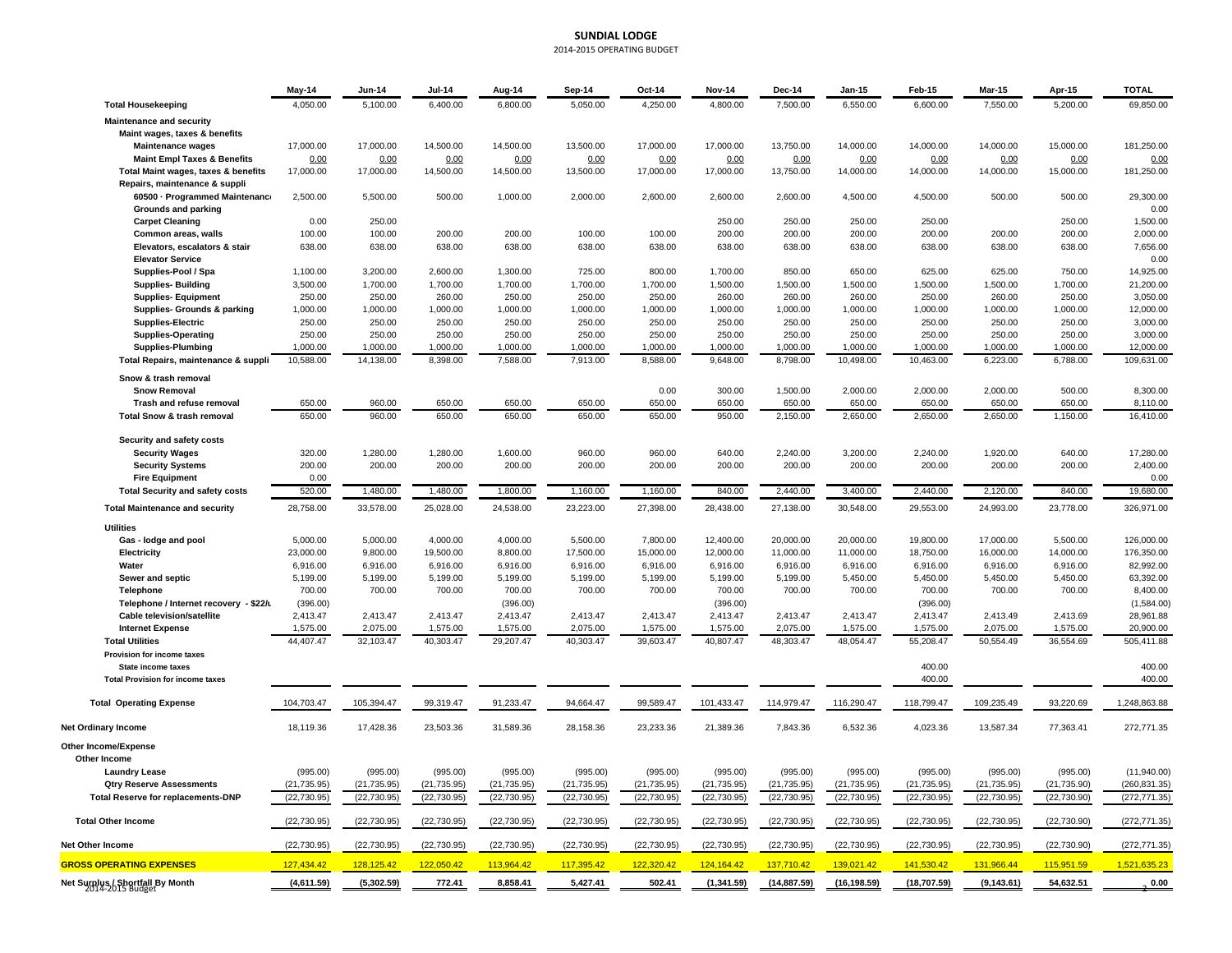# SUNDIAL LODGE

2014-2015 OPERATING BUDGET

| | May-14 | Jun-14 | Jul-14 | Aug-14 | Sep-14 | Oct-14 | Nov-14 | Dec-14 | Jan-15 | Feb-15 | Mar-15 | Apr-15 | TOTAL |
|---|---|---|---|---|---|---|---|---|---|---|---|---|---|
| **Total Housekeeping** | 4,050.00 | 5,100.00 | 6,400.00 | 6,800.00 | 5,050.00 | 4,250.00 | 4,800.00 | 7,500.00 | 6,550.00 | 6,600.00 | 7,550.00 | 5,200.00 | 69,850.00 |
| **Maintenance and security** | | | | | | | | | | | | | |
| **Maint wages, taxes & benefits** | | | | | | | | | | | | | |
| **Maintenance wages** | 17,000.00 | 17,000.00 | 14,500.00 | 14,500.00 | 13,500.00 | 17,000.00 | 17,000.00 | 13,750.00 | 14,000.00 | 14,000.00 | 14,000.00 | 15,000.00 | 181,250.00 |
| **Maint Empl Taxes & Benefits** | 0.00 | 0.00 | 0.00 | 0.00 | 0.00 | 0.00 | 0.00 | 0.00 | 0.00 | 0.00 | 0.00 | 0.00 | 0.00 |
| **Total Maint wages, taxes & benefits** | 17,000.00 | 17,000.00 | 14,500.00 | 14,500.00 | 13,500.00 | 17,000.00 | 17,000.00 | 13,750.00 | 14,000.00 | 14,000.00 | 14,000.00 | 15,000.00 | 181,250.00 |
| **Repairs, maintenance & suppli** | | | | | | | | | | | | | |
| **60500 · Programmed Maintenanc** | 2,500.00 | 5,500.00 | 500.00 | 1,000.00 | 2,000.00 | 2,600.00 | 2,600.00 | 2,600.00 | 4,500.00 | 4,500.00 | 500.00 | 500.00 | 29,300.00 |
| **Grounds and parking** | | | | | | | | | | | | | 0.00 |
| **Carpet Cleaning** | 0.00 | 250.00 | | | | | 250.00 | 250.00 | 250.00 | 250.00 | | 250.00 | 1,500.00 |
| **Common areas, walls** | 100.00 | 100.00 | 200.00 | 200.00 | 100.00 | 100.00 | 200.00 | 200.00 | 200.00 | 200.00 | 200.00 | 200.00 | 2,000.00 |
| **Elevators, escalators & stair** | 638.00 | 638.00 | 638.00 | 638.00 | 638.00 | 638.00 | 638.00 | 638.00 | 638.00 | 638.00 | 638.00 | 638.00 | 7,656.00 |
| **Elevator Service** | | | | | | | | | | | | | 0.00 |
| **Supplies-Pool / Spa** | 1,100.00 | 3,200.00 | 2,600.00 | 1,300.00 | 725.00 | 800.00 | 1,700.00 | 850.00 | 650.00 | 625.00 | 625.00 | 750.00 | 14,925.00 |
| **Supplies- Building** | 3,500.00 | 1,700.00 | 1,700.00 | 1,700.00 | 1,700.00 | 1,700.00 | 1,500.00 | 1,500.00 | 1,500.00 | 1,500.00 | 1,500.00 | 1,700.00 | 21,200.00 |
| **Supplies- Equipment** | 250.00 | 250.00 | 260.00 | 250.00 | 250.00 | 250.00 | 260.00 | 260.00 | 260.00 | 250.00 | 260.00 | 250.00 | 3,050.00 |
| **Supplies- Grounds & parking** | 1,000.00 | 1,000.00 | 1,000.00 | 1,000.00 | 1,000.00 | 1,000.00 | 1,000.00 | 1,000.00 | 1,000.00 | 1,000.00 | 1,000.00 | 1,000.00 | 12,000.00 |
| **Supplies-Electric** | 250.00 | 250.00 | 250.00 | 250.00 | 250.00 | 250.00 | 250.00 | 250.00 | 250.00 | 250.00 | 250.00 | 250.00 | 3,000.00 |
| **Supplies-Operating** | 250.00 | 250.00 | 250.00 | 250.00 | 250.00 | 250.00 | 250.00 | 250.00 | 250.00 | 250.00 | 250.00 | 250.00 | 3,000.00 |
| **Supplies-Plumbing** | 1,000.00 | 1,000.00 | 1,000.00 | 1,000.00 | 1,000.00 | 1,000.00 | 1,000.00 | 1,000.00 | 1,000.00 | 1,000.00 | 1,000.00 | 1,000.00 | 12,000.00 |
| **Total Repairs, maintenance & suppli** | 10,588.00 | 14,138.00 | 8,398.00 | 7,588.00 | 7,913.00 | 8,588.00 | 9,648.00 | 8,798.00 | 10,498.00 | 10,463.00 | 6,223.00 | 6,788.00 | 109,631.00 |
| **Snow & trash removal** | | | | | | | | | | | | | |
| **Snow Removal** | | | | | | 0.00 | 300.00 | 1,500.00 | 2,000.00 | 2,000.00 | 2,000.00 | 500.00 | 8,300.00 |
| **Trash and refuse removal** | 650.00 | 960.00 | 650.00 | 650.00 | 650.00 | 650.00 | 650.00 | 650.00 | 650.00 | 650.00 | 650.00 | 650.00 | 8,110.00 |
| **Total Snow & trash removal** | 650.00 | 960.00 | 650.00 | 650.00 | 650.00 | 650.00 | 950.00 | 2,150.00 | 2,650.00 | 2,650.00 | 2,650.00 | 1,150.00 | 16,410.00 |
| **Security and safety costs** | | | | | | | | | | | | | |
| **Security Wages** | 320.00 | 1,280.00 | 1,280.00 | 1,600.00 | 960.00 | 960.00 | 640.00 | 2,240.00 | 3,200.00 | 2,240.00 | 1,920.00 | 640.00 | 17,280.00 |
| **Security Systems** | 200.00 | 200.00 | 200.00 | 200.00 | 200.00 | 200.00 | 200.00 | 200.00 | 200.00 | 200.00 | 200.00 | 200.00 | 2,400.00 |
| **Fire Equipment** | 0.00 | | | | | | | | | | | | 0.00 |
| **Total Security and safety costs** | 520.00 | 1,480.00 | 1,480.00 | 1,800.00 | 1,160.00 | 1,160.00 | 840.00 | 2,440.00 | 3,400.00 | 2,440.00 | 2,120.00 | 840.00 | 19,680.00 |
| **Total Maintenance and security** | 28,758.00 | 33,578.00 | 25,028.00 | 24,538.00 | 23,223.00 | 27,398.00 | 28,438.00 | 27,138.00 | 30,548.00 | 29,553.00 | 24,993.00 | 23,778.00 | 326,971.00 |
| **Utilities** | | | | | | | | | | | | | |
| **Gas - lodge and pool** | 5,000.00 | 5,000.00 | 4,000.00 | 4,000.00 | 5,500.00 | 7,800.00 | 12,400.00 | 20,000.00 | 20,000.00 | 19,800.00 | 17,000.00 | 5,500.00 | 126,000.00 |
| **Electricity** | 23,000.00 | 9,800.00 | 19,500.00 | 8,800.00 | 17,500.00 | 15,000.00 | 12,000.00 | 11,000.00 | 11,000.00 | 18,750.00 | 16,000.00 | 14,000.00 | 176,350.00 |
| **Water** | 6,916.00 | 6,916.00 | 6,916.00 | 6,916.00 | 6,916.00 | 6,916.00 | 6,916.00 | 6,916.00 | 6,916.00 | 6,916.00 | 6,916.00 | 6,916.00 | 82,992.00 |
| **Sewer and septic** | 5,199.00 | 5,199.00 | 5,199.00 | 5,199.00 | 5,199.00 | 5,199.00 | 5,199.00 | 5,199.00 | 5,450.00 | 5,450.00 | 5,450.00 | 5,450.00 | 63,392.00 |
| **Telephone** | 700.00 | 700.00 | 700.00 | 700.00 | 700.00 | 700.00 | 700.00 | 700.00 | 700.00 | 700.00 | 700.00 | 700.00 | 8,400.00 |
| **Telephone / Internet recovery - $22/u** | (396.00) | | | (396.00) | | | (396.00) | | | (396.00) | | | (1,584.00) |
| **Cable television/satellite** | 2,413.47 | 2,413.47 | 2,413.47 | 2,413.47 | 2,413.47 | 2,413.47 | 2,413.47 | 2,413.47 | 2,413.47 | 2,413.47 | 2,413.49 | 2,413.69 | 28,961.88 |
| **Internet Expense** | 1,575.00 | 2,075.00 | 1,575.00 | 1,575.00 | 2,075.00 | 1,575.00 | 1,575.00 | 2,075.00 | 1,575.00 | 1,575.00 | 2,075.00 | 1,575.00 | 20,900.00 |
| **Total Utilities** | 44,407.47 | 32,103.47 | 40,303.47 | 29,207.47 | 40,303.47 | 39,603.47 | 40,807.47 | 48,303.47 | 48,054.47 | 55,208.47 | 50,554.49 | 36,554.69 | 505,411.88 |
| **Provision for income taxes** | | | | | | | | | | | | | |
| **State income taxes** | | | | | | | | | | 400.00 | | | 400.00 |
| **Total Provision for income taxes** | | | | | | | | | | 400.00 | | | 400.00 |
| **Total Operating Expense** | 104,703.47 | 105,394.47 | 99,319.47 | 91,233.47 | 94,664.47 | 99,589.47 | 101,433.47 | 114,979.47 | 116,290.47 | 118,799.47 | 109,235.49 | 93,220.69 | 1,248,863.88 |
| **Net Ordinary Income** | 18,119.36 | 17,428.36 | 23,503.36 | 31,589.36 | 28,158.36 | 23,233.36 | 21,389.36 | 7,843.36 | 6,532.36 | 4,023.36 | 13,587.34 | 77,363.41 | 272,771.35 |
| **Other Income/Expense** | | | | | | | | | | | | | |
| **Other Income** | | | | | | | | | | | | | |
| **Laundry Lease** | (995.00) | (995.00) | (995.00) | (995.00) | (995.00) | (995.00) | (995.00) | (995.00) | (995.00) | (995.00) | (995.00) | (995.00) | (11,940.00) |
| **Qtry Reserve Assessments** | (21,735.95) | (21,735.95) | (21,735.95) | (21,735.95) | (21,735.95) | (21,735.95) | (21,735.95) | (21,735.95) | (21,735.95) | (21,735.95) | (21,735.95) | (21,735.90) | (260,831.35) |
| **Total Reserve for replacements-DNP** | (22,730.95) | (22,730.95) | (22,730.95) | (22,730.95) | (22,730.95) | (22,730.95) | (22,730.95) | (22,730.95) | (22,730.95) | (22,730.95) | (22,730.95) | (22,730.90) | (272,771.35) |
| **Total Other Income** | (22,730.95) | (22,730.95) | (22,730.95) | (22,730.95) | (22,730.95) | (22,730.95) | (22,730.95) | (22,730.95) | (22,730.95) | (22,730.95) | (22,730.95) | (22,730.90) | (272,771.35) |
| **Net Other Income** | (22,730.95) | (22,730.95) | (22,730.95) | (22,730.95) | (22,730.95) | (22,730.95) | (22,730.95) | (22,730.95) | (22,730.95) | (22,730.95) | (22,730.95) | (22,730.90) | (272,771.35) |
| **GROSS OPERATING EXPENSES** | 127,434.42 | 128,125.42 | 122,050.42 | 113,964.42 | 117,395.42 | 122,320.42 | 124,164.42 | 137,710.42 | 139,021.42 | 141,530.42 | 131,966.44 | 115,951.59 | 1,521,635.23 |
| **Net Surplus / Shortfall By Month** | (4,611.59) | (5,302.59) | 772.41 | 8,858.41 | 5,427.41 | 502.41 | (1,341.59) | (14,887.59) | (16,198.59) | (18,707.59) | (9,143.61) | 54,632.51 | 0.00 |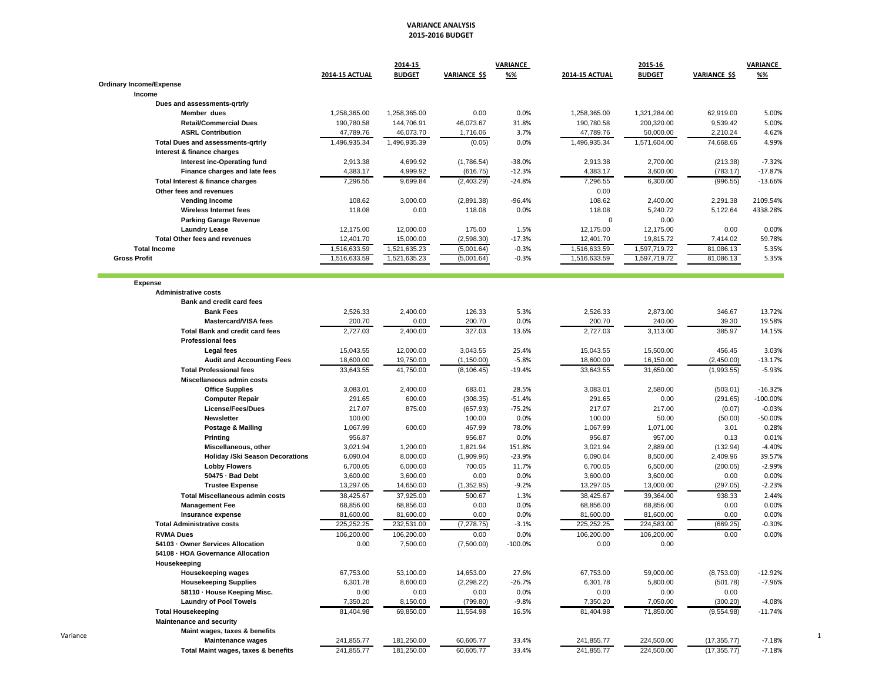# VARIANCE ANALYSIS
## 2015-2016 BUDGET

| | 2014-15 ACTUAL | 2014-15 BUDGET | VARIANCE $$ | VARIANCE %% | 2014-15 ACTUAL | 2015-16 BUDGET | VARIANCE $$ | VARIANCE %% |
|---|---|---|---|---|---|---|---|---|
| **Ordinary Income/Expense** | | | | | | | | |
| **Income** | | | | | | | | |
| **Dues and assessments-qrtrly** | | | | | | | | |
| **Member dues** | 1,258,365.00 | 1,258,365.00 | 0.00 | 0.0% | 1,258,365.00 | 1,321,284.00 | 62,919.00 | 5.00% |
| **Retail/Commercial Dues** | 190,780.58 | 144,706.91 | 46,073.67 | 31.8% | 190,780.58 | 200,320.00 | 9,539.42 | 5.00% |
| **ASRL Contribution** | 47,789.76 | 46,073.70 | 1,716.06 | 3.7% | 47,789.76 | 50,000.00 | 2,210.24 | 4.62% |
| **Total Dues and assessments-qrtrly** | 1,496,935.34 | 1,496,935.39 | (0.05) | 0.0% | 1,496,935.34 | 1,571,604.00 | 74,668.66 | 4.99% |
| **Interest & finance charges** | | | | | | | | |
| **Interest inc-Operating fund** | 2,913.38 | 4,699.92 | (1,786.54) | -38.0% | 2,913.38 | 2,700.00 | (213.38) | -7.32% |
| **Finance charges and late fees** | 4,383.17 | 4,999.92 | (616.75) | -12.3% | 4,383.17 | 3,600.00 | (783.17) | -17.87% |
| **Total Interest & finance charges** | 7,296.55 | 9,699.84 | (2,403.29) | -24.8% | 7,296.55 | 6,300.00 | (996.55) | -13.66% |
| **Other fees and revenues** | | | | | 0.00 | | | |
| **Vending Income** | 108.62 | 3,000.00 | (2,891.38) | -96.4% | 108.62 | 2,400.00 | 2,291.38 | 2109.54% |
| **Wireless Internet fees** | 118.08 | 0.00 | 118.08 | 0.0% | 118.08 | 5,240.72 | 5,122.64 | 4338.28% |
| **Parking Garage Revenue** | | | | | 0 | 0.00 | | |
| **Laundry Lease** | 12,175.00 | 12,000.00 | 175.00 | 1.5% | 12,175.00 | 12,175.00 | 0.00 | 0.00% |
| **Total Other fees and revenues** | 12,401.70 | 15,000.00 | (2,598.30) | -17.3% | 12,401.70 | 19,815.72 | 7,414.02 | 59.78% |
| **Total Income** | 1,516,633.59 | 1,521,635.23 | (5,001.64) | -0.3% | 1,516,633.59 | 1,597,719.72 | 81,086.13 | 5.35% |
| **Gross Profit** | 1,516,633.59 | 1,521,635.23 | (5,001.64) | -0.3% | 1,516,633.59 | 1,597,719.72 | 81,086.13 | 5.35% |
| **Expense** | | | | | | | | |
| **Administrative costs** | | | | | | | | |
| **Bank and credit card fees** | | | | | | | | |
| **Bank Fees** | 2,526.33 | 2,400.00 | 126.33 | 5.3% | 2,526.33 | 2,873.00 | 346.67 | 13.72% |
| **Mastercard/VISA fees** | 200.70 | 0.00 | 200.70 | 0.0% | 200.70 | 240.00 | 39.30 | 19.58% |
| **Total Bank and credit card fees** | 2,727.03 | 2,400.00 | 327.03 | 13.6% | 2,727.03 | 3,113.00 | 385.97 | 14.15% |
| **Professional fees** | | | | | | | | |
| **Legal fees** | 15,043.55 | 12,000.00 | 3,043.55 | 25.4% | 15,043.55 | 15,500.00 | 456.45 | 3.03% |
| **Audit and Accounting Fees** | 18,600.00 | 19,750.00 | (1,150.00) | -5.8% | 18,600.00 | 16,150.00 | (2,450.00) | -13.17% |
| **Total Professional fees** | 33,643.55 | 41,750.00 | (8,106.45) | -19.4% | 33,643.55 | 31,650.00 | (1,993.55) | -5.93% |
| **Miscellaneous admin costs** | | | | | | | | |
| **Office Supplies** | 3,083.01 | 2,400.00 | 683.01 | 28.5% | 3,083.01 | 2,580.00 | (503.01) | -16.32% |
| **Computer Repair** | 291.65 | 600.00 | (308.35) | -51.4% | 291.65 | 0.00 | (291.65) | -100.00% |
| **License/Fees/Dues** | 217.07 | 875.00 | (657.93) | -75.2% | 217.07 | 217.00 | (0.07) | -0.03% |
| **Newsletter** | 100.00 | | 100.00 | 0.0% | 100.00 | 50.00 | (50.00) | -50.00% |
| **Postage & Mailing** | 1,067.99 | 600.00 | 467.99 | 78.0% | 1,067.99 | 1,071.00 | 3.01 | 0.28% |
| **Printing** | 956.87 | | 956.87 | 0.0% | 956.87 | 957.00 | 0.13 | 0.01% |
| **Miscellaneous, other** | 3,021.94 | 1,200.00 | 1,821.94 | 151.8% | 3,021.94 | 2,889.00 | (132.94) | -4.40% |
| **Holiday /Ski Season Decorations** | 6,090.04 | 8,000.00 | (1,909.96) | -23.9% | 6,090.04 | 8,500.00 | 2,409.96 | 39.57% |
| **Lobby Flowers** | 6,700.05 | 6,000.00 | 700.05 | 11.7% | 6,700.05 | 6,500.00 | (200.05) | -2.99% |
| **50475 · Bad Debt** | 3,600.00 | 3,600.00 | 0.00 | 0.0% | 3,600.00 | 3,600.00 | 0.00 | 0.00% |
| **Trustee Expense** | 13,297.05 | 14,650.00 | (1,352.95) | -9.2% | 13,297.05 | 13,000.00 | (297.05) | -2.23% |
| **Total Miscellaneous admin costs** | 38,425.67 | 37,925.00 | 500.67 | 1.3% | 38,425.67 | 39,364.00 | 938.33 | 2.44% |
| **Management Fee** | 68,856.00 | 68,856.00 | 0.00 | 0.0% | 68,856.00 | 68,856.00 | 0.00 | 0.00% |
| **Insurance expense** | 81,600.00 | 81,600.00 | 0.00 | 0.0% | 81,600.00 | 81,600.00 | 0.00 | 0.00% |
| **Total Administrative costs** | 225,252.25 | 232,531.00 | (7,278.75) | -3.1% | 225,252.25 | 224,583.00 | (669.25) | -0.30% |
| **RVMA Dues** | 106,200.00 | 106,200.00 | 0.00 | 0.0% | 106,200.00 | 106,200.00 | 0.00 | 0.00% |
| **54103 · Owner Services Allocation** | 0.00 | 7,500.00 | (7,500.00) | -100.0% | 0.00 | 0.00 | | |
| **54108 · HOA Governance Allocation** | | | | | | | | |
| **Housekeeping** | | | | | | | | |
| **Housekeeping wages** | 67,753.00 | 53,100.00 | 14,653.00 | 27.6% | 67,753.00 | 59,000.00 | (8,753.00) | -12.92% |
| **Housekeeping Supplies** | 6,301.78 | 8,600.00 | (2,298.22) | -26.7% | 6,301.78 | 5,800.00 | (501.78) | -7.96% |
| **58110 · House Keeping Misc.** | 0.00 | 0.00 | 0.00 | 0.0% | 0.00 | 0.00 | 0.00 | |
| **Laundry of Pool Towels** | 7,350.20 | 8,150.00 | (799.80) | -9.8% | 7,350.20 | 7,050.00 | (300.20) | -4.08% |
| **Total Housekeeping** | 81,404.98 | 69,850.00 | 11,554.98 | 16.5% | 81,404.98 | 71,850.00 | (9,554.98) | -11.74% |
| **Maintenance and security** | | | | | | | | |
| **Maint wages, taxes & benefits** | | | | | | | | |
| **Maintenance wages** | 241,855.77 | 181,250.00 | 60,605.77 | 33.4% | 241,855.77 | 224,500.00 | (17,355.77) | -7.18% |
| **Total Maint wages, taxes & benefits** | 241,855.77 | 181,250.00 | 60,605.77 | 33.4% | 241,855.77 | 224,500.00 | (17,355.77) | -7.18% |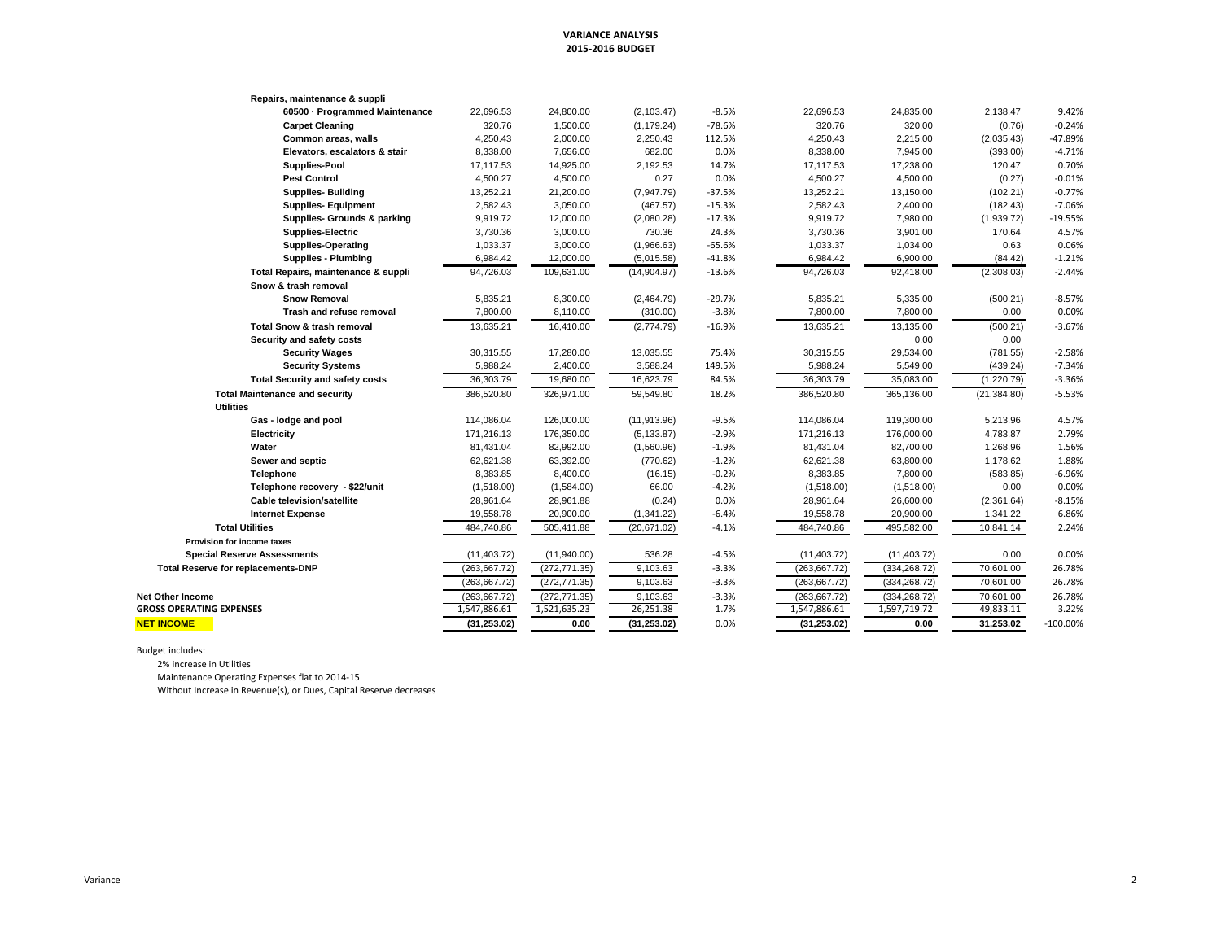# VARIANCE ANALYSIS
## 2015-2016 BUDGET

| | | | | | | | | |
|---|---|---|---|---|---|---|---|---|
| **Repairs, maintenance & suppli** | | | | | | | | |
| **60500 · Programmed Maintenance** | 22,696.53 | 24,800.00 | (2,103.47) | -8.5% | 22,696.53 | 24,835.00 | 2,138.47 | 9.42% |
| **Carpet Cleaning** | 320.76 | 1,500.00 | (1,179.24) | -78.6% | 320.76 | 320.00 | (0.76) | -0.24% |
| **Common areas, walls** | 4,250.43 | 2,000.00 | 2,250.43 | 112.5% | 4,250.43 | 2,215.00 | (2,035.43) | -47.89% |
| **Elevators, escalators & stair** | 8,338.00 | 7,656.00 | 682.00 | 0.0% | 8,338.00 | 7,945.00 | (393.00) | -4.71% |
| **Supplies-Pool** | 17,117.53 | 14,925.00 | 2,192.53 | 14.7% | 17,117.53 | 17,238.00 | 120.47 | 0.70% |
| **Pest Control** | 4,500.27 | 4,500.00 | 0.27 | 0.0% | 4,500.27 | 4,500.00 | (0.27) | -0.01% |
| **Supplies- Building** | 13,252.21 | 21,200.00 | (7,947.79) | -37.5% | 13,252.21 | 13,150.00 | (102.21) | -0.77% |
| **Supplies- Equipment** | 2,582.43 | 3,050.00 | (467.57) | -15.3% | 2,582.43 | 2,400.00 | (182.43) | -7.06% |
| **Supplies- Grounds & parking** | 9,919.72 | 12,000.00 | (2,080.28) | -17.3% | 9,919.72 | 7,980.00 | (1,939.72) | -19.55% |
| **Supplies-Electric** | 3,730.36 | 3,000.00 | 730.36 | 24.3% | 3,730.36 | 3,901.00 | 170.64 | 4.57% |
| **Supplies-Operating** | 1,033.37 | 3,000.00 | (1,966.63) | -65.6% | 1,033.37 | 1,034.00 | 0.63 | 0.06% |
| **Supplies - Plumbing** | 6,984.42 | 12,000.00 | (5,015.58) | -41.8% | 6,984.42 | 6,900.00 | (84.42) | -1.21% |
| **Total Repairs, maintenance & suppli** | 94,726.03 | 109,631.00 | (14,904.97) | -13.6% | 94,726.03 | 92,418.00 | (2,308.03) | -2.44% |
| **Snow & trash removal** | | | | | | | | |
| **Snow Removal** | 5,835.21 | 8,300.00 | (2,464.79) | -29.7% | 5,835.21 | 5,335.00 | (500.21) | -8.57% |
| **Trash and refuse removal** | 7,800.00 | 8,110.00 | (310.00) | -3.8% | 7,800.00 | 7,800.00 | 0.00 | 0.00% |
| **Total Snow & trash removal** | 13,635.21 | 16,410.00 | (2,774.79) | -16.9% | 13,635.21 | 13,135.00 | (500.21) | -3.67% |
| **Security and safety costs** | | | | | | 0.00 | 0.00 | |
| **Security Wages** | 30,315.55 | 17,280.00 | 13,035.55 | 75.4% | 30,315.55 | 29,534.00 | (781.55) | -2.58% |
| **Security Systems** | 5,988.24 | 2,400.00 | 3,588.24 | 149.5% | 5,988.24 | 5,549.00 | (439.24) | -7.34% |
| **Total Security and safety costs** | 36,303.79 | 19,680.00 | 16,623.79 | 84.5% | 36,303.79 | 35,083.00 | (1,220.79) | -3.36% |
| **Total Maintenance and security** | 386,520.80 | 326,971.00 | 59,549.80 | 18.2% | 386,520.80 | 365,136.00 | (21,384.80) | -5.53% |
| **Utilities** | | | | | | | | |
| **Gas - lodge and pool** | 114,086.04 | 126,000.00 | (11,913.96) | -9.5% | 114,086.04 | 119,300.00 | 5,213.96 | 4.57% |
| **Electricity** | 171,216.13 | 176,350.00 | (5,133.87) | -2.9% | 171,216.13 | 176,000.00 | 4,783.87 | 2.79% |
| **Water** | 81,431.04 | 82,992.00 | (1,560.96) | -1.9% | 81,431.04 | 82,700.00 | 1,268.96 | 1.56% |
| **Sewer and septic** | 62,621.38 | 63,392.00 | (770.62) | -1.2% | 62,621.38 | 63,800.00 | 1,178.62 | 1.88% |
| **Telephone** | 8,383.85 | 8,400.00 | (16.15) | -0.2% | 8,383.85 | 7,800.00 | (583.85) | -6.96% |
| **Telephone recovery - $22/unit** | (1,518.00) | (1,584.00) | 66.00 | -4.2% | (1,518.00) | (1,518.00) | 0.00 | 0.00% |
| **Cable television/satellite** | 28,961.64 | 28,961.88 | (0.24) | 0.0% | 28,961.64 | 26,600.00 | (2,361.64) | -8.15% |
| **Internet Expense** | 19,558.78 | 20,900.00 | (1,341.22) | -6.4% | 19,558.78 | 20,900.00 | 1,341.22 | 6.86% |
| **Total Utilities** | 484,740.86 | 505,411.88 | (20,671.02) | -4.1% | 484,740.86 | 495,582.00 | 10,841.14 | 2.24% |
| **Provision for income taxes** | | | | | | | | |
| **Special Reserve Assessments** | (11,403.72) | (11,940.00) | 536.28 | -4.5% | (11,403.72) | (11,403.72) | 0.00 | 0.00% |
| **Total Reserve for replacements-DNP** | (263,667.72) | (272,771.35) | 9,103.63 | -3.3% | (263,667.72) | (334,268.72) | 70,601.00 | 26.78% |
| | (263,667.72) | (272,771.35) | 9,103.63 | -3.3% | (263,667.72) | (334,268.72) | 70,601.00 | 26.78% |
| **Net Other Income** | (263,667.72) | (272,771.35) | 9,103.63 | -3.3% | (263,667.72) | (334,268.72) | 70,601.00 | 26.78% |
| **GROSS OPERATING EXPENSES** | 1,547,886.61 | 1,521,635.23 | 26,251.38 | 1.7% | 1,547,886.61 | 1,597,719.72 | 49,833.11 | 3.22% |
| **NET INCOME** | **(31,253.02)** | **0.00** | **(31,253.02)** | 0.0% | **(31,253.02)** | **0.00** | **31,253.02** | -100.00% |

Budget includes:

- 2% increase in Utilities
- Maintenance Operating Expenses flat to 2014-15
- Without Increase in Revenue(s), or Dues, Capital Reserve decreases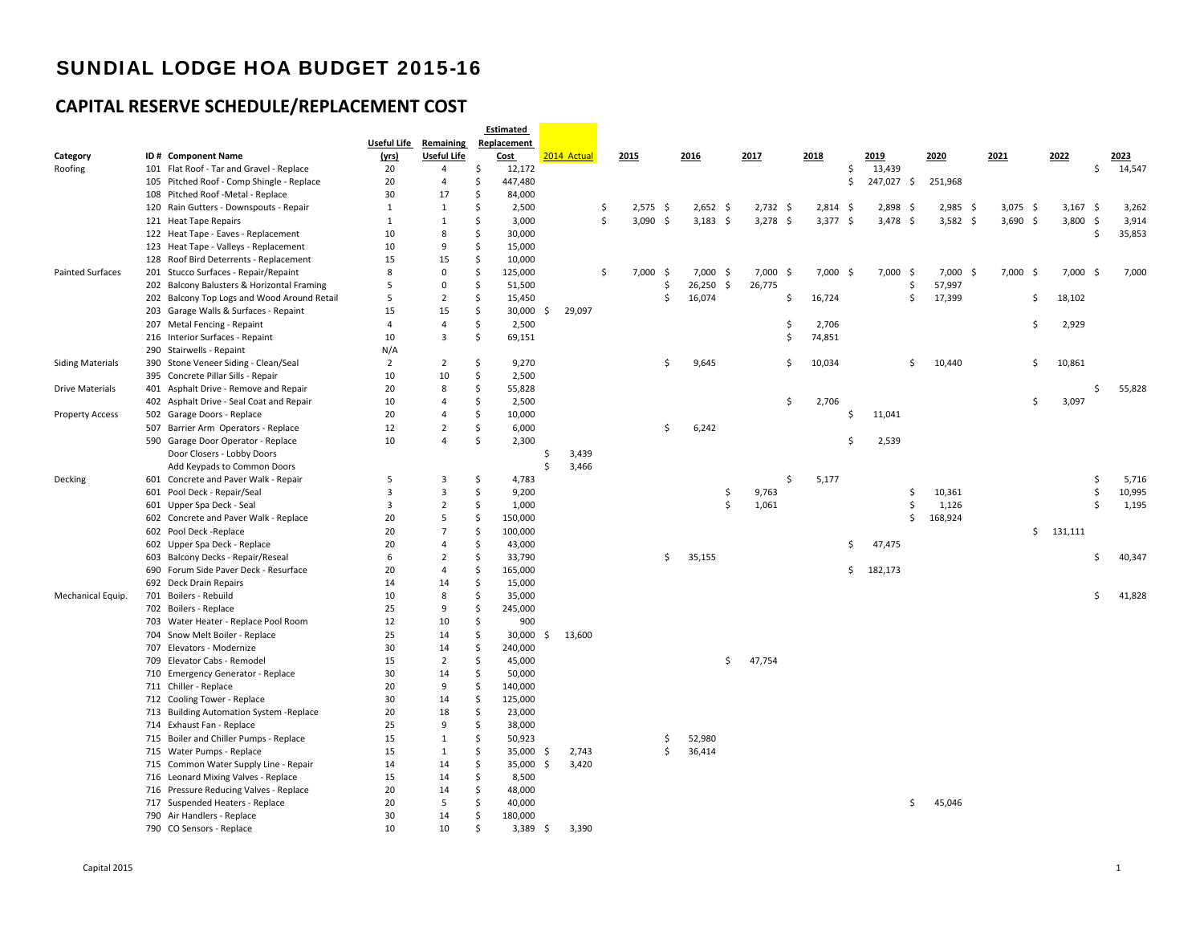# SUNDIAL LODGE HOA BUDGET 2015-16

## CAPITAL RESERVE SCHEDULE/REPLACEMENT COST

| Category | ID # | Component Name | Useful Life (yrs) | Remaining Useful Life | Estimated Replacement Cost | 2014 Actual | 2015 | 2016 | 2017 | 2018 | 2019 | 2020 | 2021 | 2022 | 2023 |
|---|---|---|---|---|---|---|---|---|---|---|---|---|---|---|---|
| Roofing | 101 | Flat Roof - Tar and Gravel - Replace | 20 | 4 | $ 12,172 | | | | | | $ 13,439 | | | | $ 14,547 |
| | 105 | Pitched Roof - Comp Shingle - Replace | 20 | 4 | $ 447,480 | | | | | | $ 247,027 | $ 251,968 | | | |
| | 108 | Pitched Roof -Metal - Replace | 30 | 17 | $ 84,000 | | | | | | | | | | |
| | 120 | Rain Gutters - Downspouts - Repair | 1 | 1 | $ 2,500 | | $ 2,575 | $ 2,652 | $ 2,732 | $ 2,814 | $ 2,898 | $ 2,985 | $ 3,075 | $ 3,167 | $ 3,262 |
| | 121 | Heat Tape Repairs | 1 | 1 | $ 3,000 | | $ 3,090 | $ 3,183 | $ 3,278 | $ 3,377 | $ 3,478 | $ 3,582 | $ 3,690 | $ 3,800 | $ 3,914 |
| | 122 | Heat Tape - Eaves - Replacement | 10 | 8 | $ 30,000 | | | | | | | | | | $ 35,853 |
| | 123 | Heat Tape - Valleys - Replacement | 10 | 9 | $ 15,000 | | | | | | | | | | |
| | 128 | Roof Bird Deterrents - Replacement | 15 | 15 | $ 10,000 | | | | | | | | | | |
| Painted Surfaces | 201 | Stucco Surfaces - Repair/Repaint | 8 | 0 | $ 125,000 | | $ 7,000 | $ 7,000 | $ 7,000 | $ 7,000 | $ 7,000 | $ 7,000 | $ 7,000 | $ 7,000 | $ 7,000 |
| | 202 | Balcony Balusters & Horizontal Framing | 5 | 0 | $ 51,500 | | | $ 26,250 | $ 26,775 | | | $ 57,997 | | | |
| | 202 | Balcony Top Logs and Wood Around Retail | 5 | 2 | $ 15,450 | | | $ 16,074 | | $ 16,724 | | $ 17,399 | | $ 18,102 | |
| | 203 | Garage Walls & Surfaces - Repaint | 15 | 15 | $ 30,000 | $ 29,097 | | | | | | | | | |
| | 207 | Metal Fencing - Repaint | 4 | 4 | $ 2,500 | | | | | $ 2,706 | | | | $ 2,929 | |
| | 216 | Interior Surfaces - Repaint | 10 | 3 | $ 69,151 | | | | | $ 74,851 | | | | | |
| | 290 | Stairwells - Repaint | N/A | | | | | | | | | | | | |
| Siding Materials | 390 | Stone Veneer Siding - Clean/Seal | 2 | 2 | $ 9,270 | | | $ 9,645 | | $ 10,034 | | $ 10,440 | | $ 10,861 | |
| | 395 | Concrete Pillar Sills - Repair | 10 | 10 | $ 2,500 | | | | | | | | | | |
| Drive Materials | 401 | Asphalt Drive - Remove and Repair | 20 | 8 | $ 55,828 | | | | | | | | | | $ 55,828 |
| | 402 | Asphalt Drive - Seal Coat and Repair | 10 | 4 | $ 2,500 | | | | | $ 2,706 | | | | $ 3,097 | |
| Property Access | 502 | Garage Doors - Replace | 20 | 4 | $ 10,000 | | | | | | $ 11,041 | | | | |
| | 507 | Barrier Arm Operators - Replace | 12 | 2 | $ 6,000 | | | $ 6,242 | | | | | | | |
| | 590 | Garage Door Operator - Replace | 10 | 4 | $ 2,300 | | | | | | $ 2,539 | | | | |
| | | Door Closers - Lobby Doors | | | | $ 3,439 | | | | | | | | | |
| | | Add Keypads to Common Doors | | | | $ 3,466 | | | | | | | | | |
| Decking | 601 | Concrete and Paver Walk - Repair | 5 | 3 | $ 4,783 | | | | | $ 5,177 | | | | | $ 5,716 |
| | 601 | Pool Deck - Repair/Seal | 3 | 3 | $ 9,200 | | | | $ 9,763 | | | $ 10,361 | | | $ 10,995 |
| | 601 | Upper Spa Deck - Seal | 3 | 2 | $ 1,000 | | | | $ 1,061 | | | $ 1,126 | | | $ 1,195 |
| | 602 | Concrete and Paver Walk - Replace | 20 | 5 | $ 150,000 | | | | | | | $ 168,924 | | | |
| | 602 | Pool Deck -Replace | 20 | 7 | $ 100,000 | | | | | | | | | $ 131,111 | |
| | 602 | Upper Spa Deck - Replace | 20 | 4 | $ 43,000 | | | | | | $ 47,475 | | | | |
| | 603 | Balcony Decks - Repair/Reseal | 6 | 2 | $ 33,790 | | | $ 35,155 | | | | | | | $ 40,347 |
| | 690 | Forum Side Paver Deck - Resurface | 20 | 4 | $ 165,000 | | | | | | $ 182,173 | | | | |
| | 692 | Deck Drain Repairs | 14 | 14 | $ 15,000 | | | | | | | | | | |
| Mechanical Equip. | 701 | Boilers - Rebuild | 10 | 8 | $ 35,000 | | | | | | | | | | $ 41,828 |
| | 702 | Boilers - Replace | 25 | 9 | $ 245,000 | | | | | | | | | | |
| | 703 | Water Heater - Replace Pool Room | 12 | 10 | $ 900 | | | | | | | | | | |
| | 704 | Snow Melt Boiler - Replace | 25 | 14 | $ 30,000 | $ 13,600 | | | | | | | | | |
| | 707 | Elevators - Modernize | 30 | 14 | $ 240,000 | | | | | | | | | | |
| | 709 | Elevator Cabs - Remodel | 15 | 2 | $ 45,000 | | | | $ 47,754 | | | | | | |
| | 710 | Emergency Generator - Replace | 30 | 14 | $ 50,000 | | | | | | | | | | |
| | 711 | Chiller - Replace | 20 | 9 | $ 140,000 | | | | | | | | | | |
| | 712 | Cooling Tower - Replace | 30 | 14 | $ 125,000 | | | | | | | | | | |
| | 713 | Building Automation System -Replace | 20 | 18 | $ 23,000 | | | | | | | | | | |
| | 714 | Exhaust Fan - Replace | 25 | 9 | $ 38,000 | | | | | | | | | | |
| | 715 | Boiler and Chiller Pumps - Replace | 15 | 1 | $ 50,923 | | | $ 52,980 | | | | | | | |
| | 715 | Water Pumps - Replace | 15 | 1 | $ 35,000 | $ 2,743 | | $ 36,414 | | | | | | | |
| | 715 | Common Water Supply Line - Repair | 14 | 14 | $ 35,000 | $ 3,420 | | | | | | | | | |
| | 716 | Leonard Mixing Valves - Replace | 15 | 14 | $ 8,500 | | | | | | | | | | |
| | 716 | Pressure Reducing Valves - Replace | 20 | 14 | $ 48,000 | | | | | | | | | | |
| | 717 | Suspended Heaters - Replace | 20 | 5 | $ 40,000 | | | | | | | $ 45,046 | | | |
| | 790 | Air Handlers - Replace | 30 | 14 | $ 180,000 | | | | | | | | | | |
| | 790 | CO Sensors - Replace | 10 | 10 | $ 3,389 | $ 3,390 | | | | | | | | | |

Capital 2015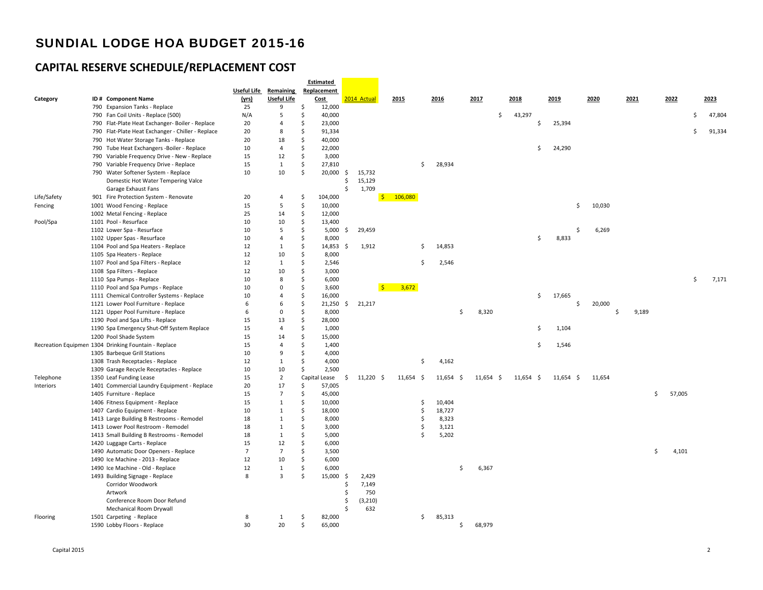# SUNDIAL LODGE HOA BUDGET 2015-16

## CAPITAL RESERVE SCHEDULE/REPLACEMENT COST

| Category | ID # | Component Name | Useful Life (yrs) | Remaining Useful Life | Estimated Replacement Cost | 2014 Actual | 2015 | 2016 | 2017 | 2018 | 2019 | 2020 | 2021 | 2022 | 2023 |
|---|---|---|---|---|---|---|---|---|---|---|---|---|---|---|---|
| | 790 | Expansion Tanks - Replace | 25 | 9 | $ 12,000 | | | | | | | | | | |
| | 790 | Fan Coil Units - Replace (500) | N/A | 5 | $ 40,000 | | | | | $ 43,297 | | | | | $ 47,804 |
| | 790 | Flat-Plate Heat Exchanger- Boiler - Replace | 20 | 4 | $ 23,000 | | | | | | $ 25,394 | | | | |
| | 790 | Flat-Plate Heat Exchanger - Chiller - Replace | 20 | 8 | $ 91,334 | | | | | | | | | | $ 91,334 |
| | 790 | Hot Water Storage Tanks - Replace | 20 | 18 | $ 40,000 | | | | | | | | | | |
| | 790 | Tube Heat Exchangers -Boiler - Replace | 10 | 4 | $ 22,000 | | | | | | $ 24,290 | | | | |
| | 790 | Variable Frequency Drive - New - Replace | 15 | 12 | $ 3,000 | | | | | | | | | | |
| | 790 | Variable Frequency Drive - Replace | 15 | 1 | $ 27,810 | | | $ 28,934 | | | | | | | |
| | 790 | Water Softener System - Replace | 10 | 10 | $ 20,000 | $ 15,732 | | | | | | | | | |
| | | Domestic Hot Water Tempering Valce | | | | $ 15,129 | | | | | | | | | |
| | | Garage Exhaust Fans | | | | $ 1,709 | | | | | | | | | |
| Life/Safety | 901 | Fire Protection System - Renovate | 20 | 4 | $ 104,000 | | $ 106,080 | | | | | | | | |
| Fencing | 1001 | Wood Fencing - Replace | 15 | 5 | $ 10,000 | | | | | | | $ 10,030 | | | |
| | 1002 | Metal Fencing - Replace | 25 | 14 | $ 12,000 | | | | | | | | | | |
| Pool/Spa | 1101 | Pool - Resurface | 10 | 10 | $ 13,400 | | | | | | | | | | |
| | 1102 | Lower Spa - Resurface | 10 | 5 | $ 5,000 | $ 29,459 | | | | | | $ 6,269 | | | |
| | 1102 | Upper Spas - Resurface | 10 | 4 | $ 8,000 | | | | | | $ 8,833 | | | | |
| | 1104 | Pool and Spa Heaters - Replace | 12 | 1 | $ 14,853 | $ 1,912 | | $ 14,853 | | | | | | | |
| | 1105 | Spa Heaters - Replace | 12 | 10 | $ 8,000 | | | | | | | | | | |
| | 1107 | Pool and Spa Filters - Replace | 12 | 1 | $ 2,546 | | | $ 2,546 | | | | | | | |
| | 1108 | Spa Filters - Replace | 12 | 10 | $ 3,000 | | | | | | | | | | |
| | 1110 | Spa Pumps - Replace | 10 | 8 | $ 6,000 | | | | | | | | | | $ 7,171 |
| | 1110 | Pool and Spa Pumps - Replace | 10 | 0 | $ 3,600 | | $ 3,672 | | | | | | | | |
| | 1111 | Chemical Controller Systems - Replace | 10 | 4 | $ 16,000 | | | | | | $ 17,665 | | | | |
| | 1121 | Lower Pool Furniture - Replace | 6 | 6 | $ 21,250 | $ 21,217 | | | | | | $ 20,000 | | | |
| | 1121 | Upper Pool Furniture - Replace | 6 | 0 | $ 8,000 | | | | $ 8,320 | | | | $ 9,189 | | |
| | 1190 | Pool and Spa Lifts - Replace | 15 | 13 | $ 28,000 | | | | | | | | | | |
| | 1190 | Spa Emergency Shut-Off System Replace | 15 | 4 | $ 1,000 | | | | | | $ 1,104 | | | | |
| | 1200 | Pool Shade System | 15 | 14 | $ 15,000 | | | | | | | | | | |
| Recreation Equipmen | 1304 | Drinking Fountain - Replace | 15 | 4 | $ 1,400 | | | | | | $ 1,546 | | | | |
| | 1305 | Barbeque Grill Stations | 10 | 9 | $ 4,000 | | | | | | | | | | |
| | 1308 | Trash Receptacles - Replace | 12 | 1 | $ 4,000 | | | $ 4,162 | | | | | | | |
| | 1309 | Garage Recycle Receptacles - Replace | 10 | 10 | $ 2,500 | | | | | | | | | | |
| Telephone | 1350 | Leaf Funding Lease | 15 | 2 | Capital Lease | $ 11,220 | $ 11,654 | $ 11,654 | $ 11,654 | $ 11,654 | $ 11,654 | $ 11,654 | | | |
| Interiors | 1401 | Commercial Laundry Equipment - Replace | 20 | 17 | $ 57,005 | | | | | | | | | | |
| | 1405 | Furniture - Replace | 15 | 7 | $ 45,000 | | | | | | | | | $ 57,005 | |
| | 1406 | Fitness Equipment - Replace | 15 | 1 | $ 10,000 | | | $ 10,404 | | | | | | | |
| | 1407 | Cardio Equipment - Replace | 10 | 1 | $ 18,000 | | | $ 18,727 | | | | | | | |
| | 1413 | Large Building B Restrooms - Remodel | 18 | 1 | $ 8,000 | | | $ 8,323 | | | | | | | |
| | 1413 | Lower Pool Restroom - Remodel | 18 | 1 | $ 3,000 | | | $ 3,121 | | | | | | | |
| | 1413 | Small Building B Restrooms - Remodel | 18 | 1 | $ 5,000 | | | $ 5,202 | | | | | | | |
| | 1420 | Luggage Carts - Replace | 15 | 12 | $ 6,000 | | | | | | | | | | |
| | 1490 | Automatic Door Openers - Replace | 7 | 7 | $ 3,500 | | | | | | | | | $ 4,101 | |
| | 1490 | Ice Machine - 2013 - Replace | 12 | 10 | $ 6,000 | | | | | | | | | | |
| | 1490 | Ice Machine - Old - Replace | 12 | 1 | $ 6,000 | | | | $ 6,367 | | | | | | |
| | 1493 | Building Signage - Replace | 8 | 3 | $ 15,000 | $ 2,429 | | | | | | | | | |
| | | Corridor Woodwork | | | | $ 7,149 | | | | | | | | | |
| | | Artwork | | | | $ 750 | | | | | | | | | |
| | | Conference Room Door Refund | | | | $ (3,210) | | | | | | | | | |
| | | Mechanical Room Drywall | | | | $ 632 | | | | | | | | | |
| Flooring | 1501 | Carpeting - Replace | 8 | 1 | $ 82,000 | | | $ 85,313 | | | | | | | |
| | 1590 | Lobby Floors - Replace | 30 | 20 | $ 65,000 | | | | $ 68,979 | | | | | | |

Capital 2015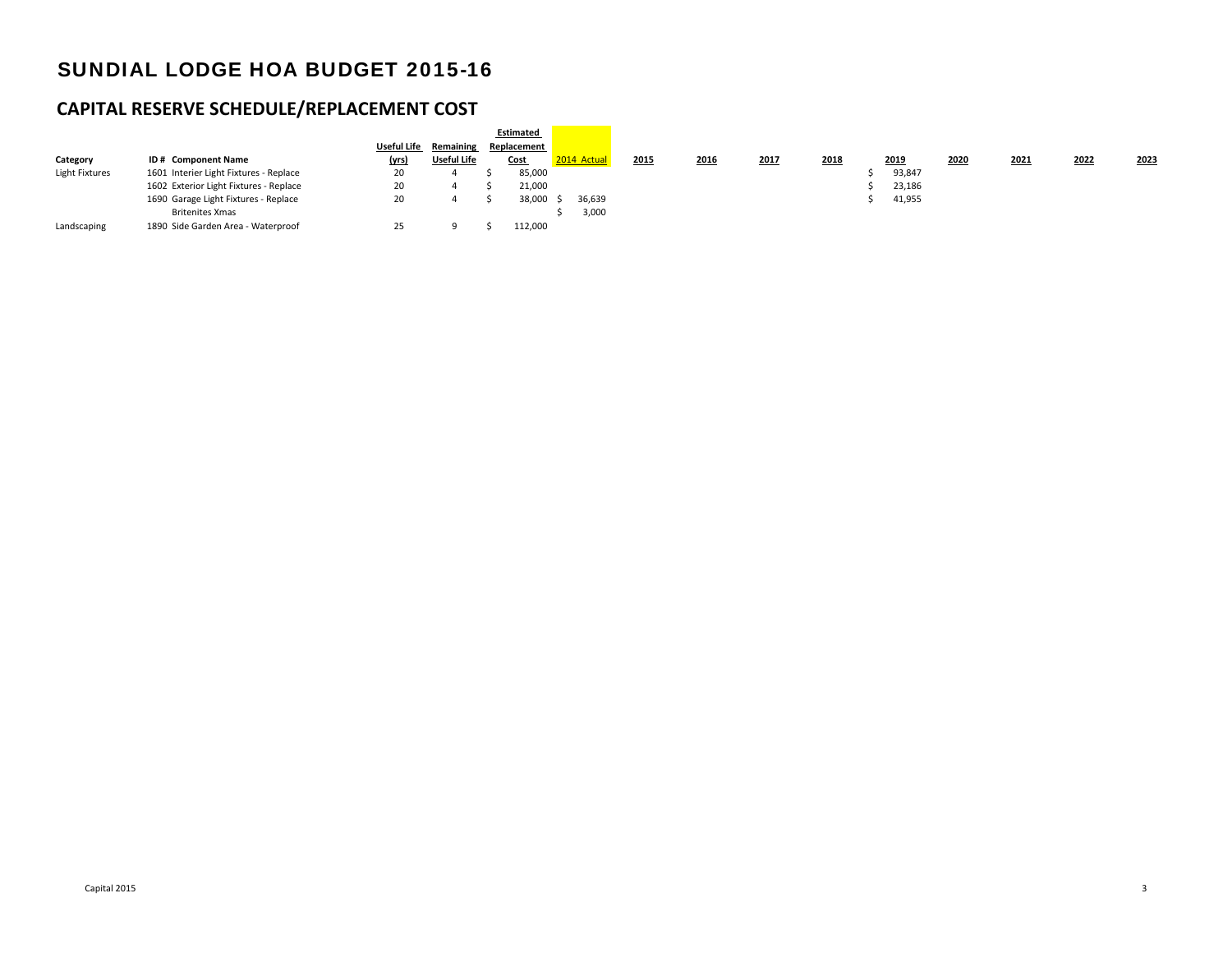# SUNDIAL LODGE HOA BUDGET 2015-16

## CAPITAL RESERVE SCHEDULE/REPLACEMENT COST

| Category | ID # | Component Name | Useful Life (yrs) | Remaining Useful Life | Estimated Replacement Cost | 2014 Actual | 2015 | 2016 | 2017 | 2018 | 2019 | 2020 | 2021 | 2022 | 2023 |
|---|---|---|---|---|---|---|---|---|---|---|---|---|---|---|---|
| Light Fixtures | 1601 | Interier Light Fixtures - Replace | 20 | 4 | $ 85,000 | | | | | | $ 93,847 | | | | |
| | 1602 | Exterior Light Fixtures - Replace | 20 | 4 | $ 21,000 | | | | | | $ 23,186 | | | | |
| | 1690 | Garage Light Fixtures - Replace | 20 | 4 | $ 38,000 | $ 36,639 | | | | | $ 41,955 | | | | |
| | | Britenites Xmas | | | | $ 3,000 | | | | | | | | | |
| Landscaping | 1890 | Side Garden Area - Waterproof | 25 | 9 | $ 112,000 | | | | | | | | | | |

Capital 2015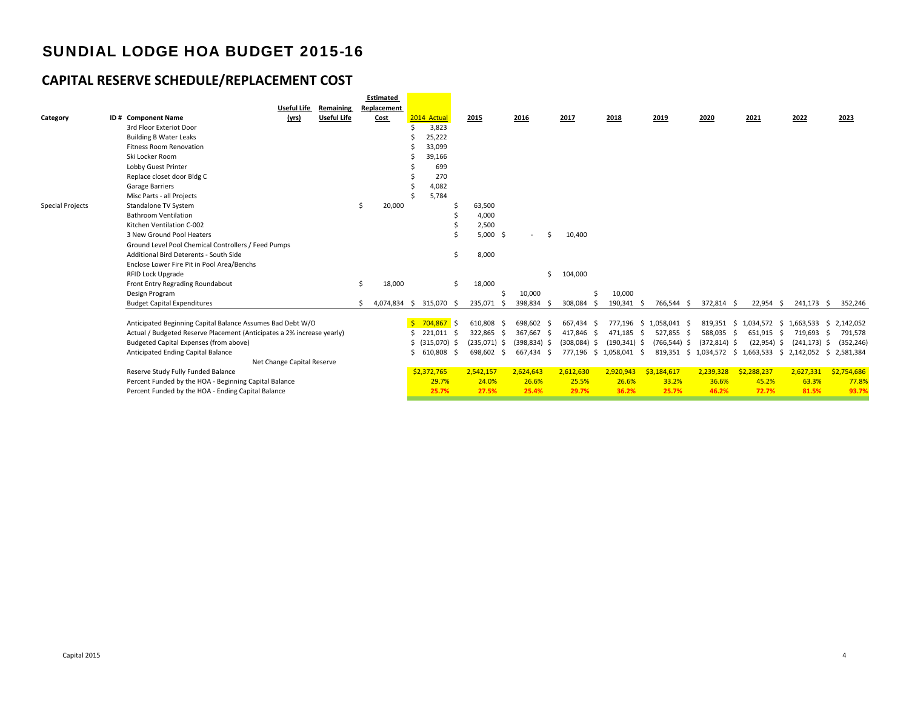# SUNDIAL LODGE HOA BUDGET 2015-16

## CAPITAL RESERVE SCHEDULE/REPLACEMENT COST

| Category | ID # | Component Name | Useful Life (yrs) | Remaining Useful Life | Estimated Replacement Cost | 2014 Actual | 2015 | 2016 | 2017 | 2018 | 2019 | 2020 | 2021 | 2022 | 2023 |
|---|---|---|---|---|---|---|---|---|---|---|---|---|---|---|---|
| | | 3rd Floor Exteriot Door | | | | $ 3,823 | | | | | | | | | |
| | | Building B Water Leaks | | | | $ 25,222 | | | | | | | | | |
| | | Fitness Room Renovation | | | | $ 33,099 | | | | | | | | | |
| | | Ski Locker Room | | | | $ 39,166 | | | | | | | | | |
| | | Lobby Guest Printer | | | | $ 699 | | | | | | | | | |
| | | Replace closet door Bldg C | | | | $ 270 | | | | | | | | | |
| | | Garage Barriers | | | | $ 4,082 | | | | | | | | | |
| | | Misc Parts - all Projects | | | | $ 5,784 | | | | | | | | | |
| Special Projects | | Standalone TV System | | | $ 20,000 | | $ 63,500 | | | | | | | | |
| | | Bathroom Ventilation | | | | | $ 4,000 | | | | | | | | |
| | | Kitchen Ventilation C-002 | | | | | $ 2,500 | | | | | | | | |
| | | 3 New Ground Pool Heaters | | | | | $ 5,000 | $ - | $ 10,400 | | | | | | |
| | | Ground Level Pool Chemical Controllers / Feed Pumps | | | | | | | | | | | | | |
| | | Additional Bird Deterents - South Side | | | | | $ 8,000 | | | | | | | | |
| | | Enclose Lower Fire Pit in Pool Area/Benchs | | | | | | | | | | | | | |
| | | RFID Lock Upgrade | | | | | | | $ 104,000 | | | | | | |
| | | Front Entry Regrading Roundabout | | | $ 18,000 | | $ 18,000 | | | | | | | | |
| | | Design Program | | | | | | $ 10,000 | | $ 10,000 | | | | | |
| | | Budget Capital Expenditures | | | $ 4,074,834 | $ 315,070 | $ 235,071 | $ 398,834 | $ 308,084 | $ 190,341 | $ 766,544 | $ 372,814 | $ 22,954 | $ 241,173 | $ 352,246 |
| | | Anticipated Beginning Capital Balance Assumes Bad Debt W/O | | | | $ 704,867 | $ 610,808 | $ 698,602 | $ 667,434 | $ 777,196 | $ 1,058,041 | $ 819,351 | $ 1,034,572 | $ 1,663,533 | $ 2,142,052 |
| | | Actual / Budgeted Reserve Placement (Anticipates a 2% increase yearly) | | | | $ 221,011 | $ 322,865 | $ 367,667 | $ 417,846 | $ 471,185 | $ 527,855 | $ 588,035 | $ 651,915 | $ 719,693 | $ 791,578 |
| | | Budgeted Capital Expenses (from above) | | | | $ (315,070) | $ (235,071) | $ (398,834) | $ (308,084) | $ (190,341) | $ (766,544) | $ (372,814) | $ (22,954) | $ (241,173) | $ (352,246) |
| | | Anticipated Ending Capital Balance | | | | $ 610,808 | $ 698,602 | $ 667,434 | $ 777,196 | $ 1,058,041 | $ 819,351 | $ 1,034,572 | $ 1,663,533 | $ 2,142,052 | $ 2,581,384 |
| | | Net Change Capital Reserve | | | | | | | | | | | | | |
| | | Reserve Study Fully Funded Balance | | | | $2,372,765 | 2,542,157 | 2,624,643 | 2,612,630 | 2,920,943 | $3,184,617 | 2,239,328 | $2,288,237 | 2,627,331 | $2,754,686 |
| | | Percent Funded by the HOA - Beginning Capital Balance | | | | 29.7% | 24.0% | 26.6% | 25.5% | 26.6% | 33.2% | 36.6% | 45.2% | 63.3% | 77.8% |
| | | Percent Funded by the HOA - Ending Capital Balance | | | | 25.7% | 27.5% | 25.4% | 29.7% | 36.2% | 25.7% | 46.2% | 72.7% | 81.5% | 93.7% |

Capital 2015